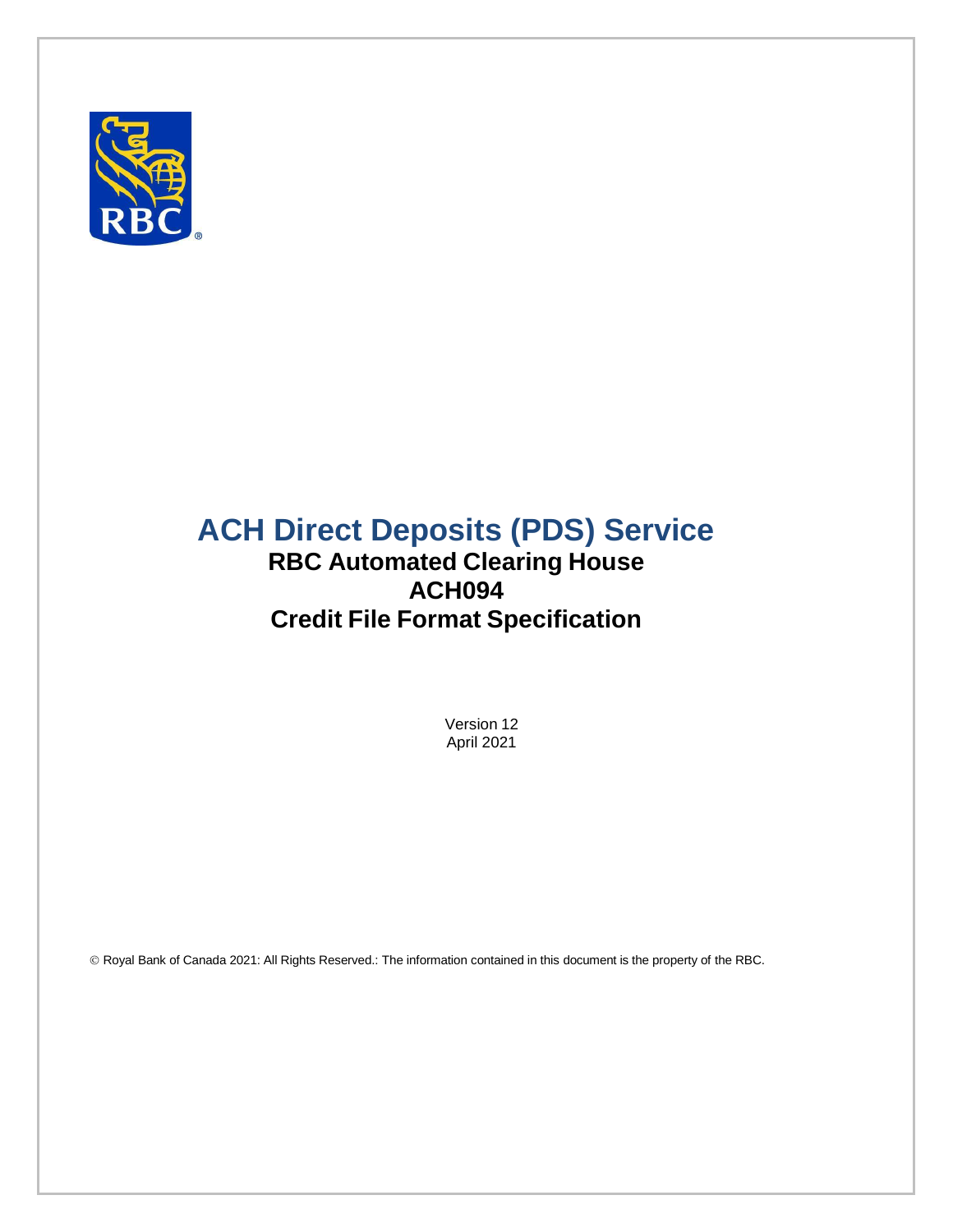# ACH Direct Deposits (PDS) Service

## RBC Automated Clearing House

## ACH094

## Credit File Format Specification

Version 12
April 2021

© Royal Bank of Canada 2021: All Rights Reserved.: The information contained in this document is the property of the RBC.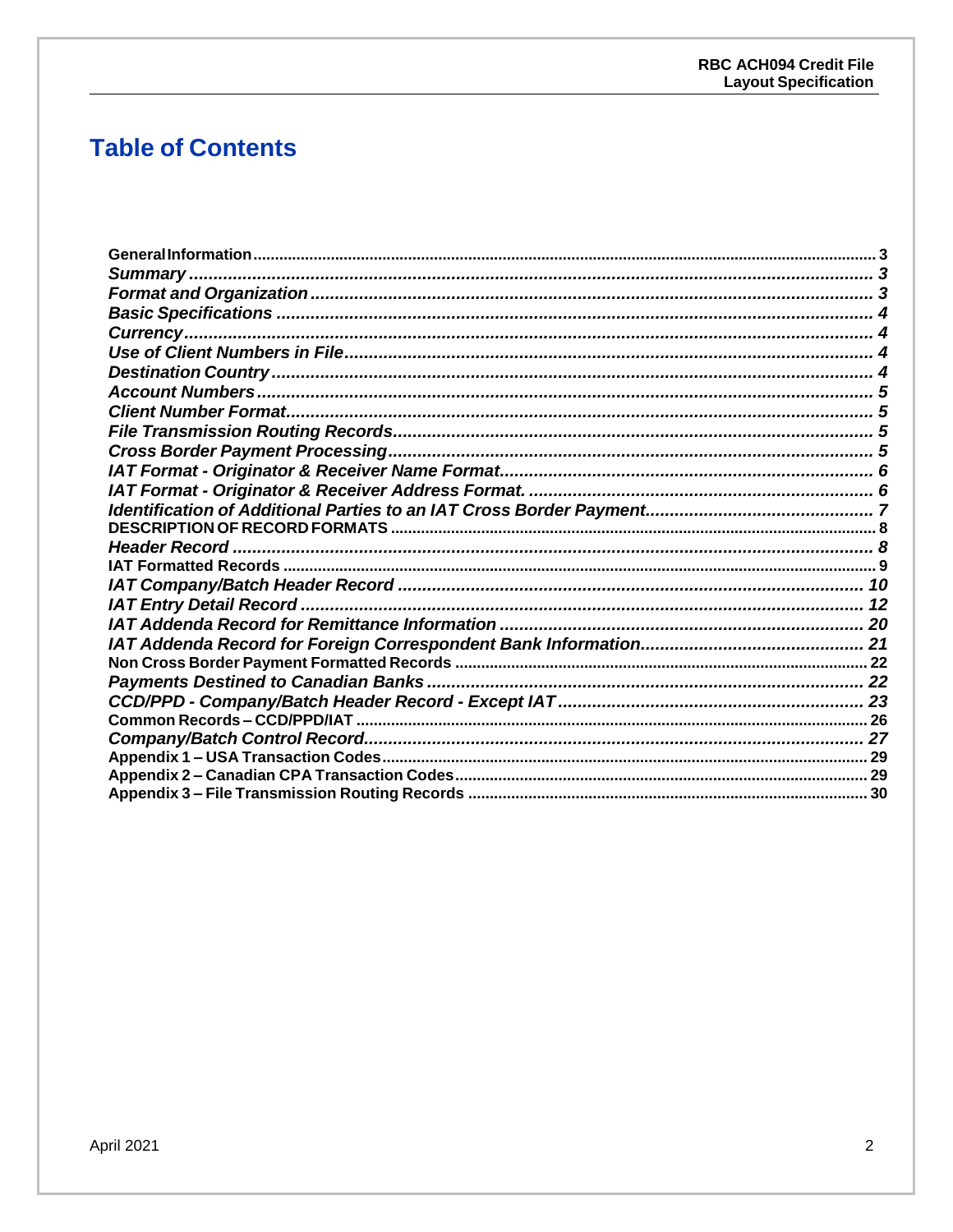# Table of Contents

**General Information** .......... 3
*Summary* .......... 3
*Format and Organization* .......... 3
*Basic Specifications* .......... 4
*Currency* .......... 4
*Use of Client Numbers in File* .......... 4
*Destination Country* .......... 4
*Account Numbers* .......... 5
*Client Number Format* .......... 5
*File Transmission Routing Records* .......... 5
*Cross Border Payment Processing* .......... 5
*IAT Format - Originator & Receiver Name Format* .......... 6
*IAT Format - Originator & Receiver Address Format.* .......... 6
*Identification of Additional Parties to an IAT Cross Border Payment* .......... 7
**DESCRIPTION OF RECORD FORMATS** .......... 8
*Header Record* .......... 8
**IAT Formatted Records** .......... 9
*IAT Company/Batch Header Record* .......... 10
*IAT Entry Detail Record* .......... 12
*IAT Addenda Record for Remittance Information* .......... 20
*IAT Addenda Record for Foreign Correspondent Bank Information* .......... 21
**Non Cross Border Payment Formatted Records** .......... 22
*Payments Destined to Canadian Banks* .......... 22
*CCD/PPD - Company/Batch Header Record - Except IAT* .......... 23
**Common Records – CCD/PPD/IAT** .......... 26
*Company/Batch Control Record* .......... 27
**Appendix 1 – USA Transaction Codes** .......... 29
**Appendix 2 – Canadian CPA Transaction Codes** .......... 29
**Appendix 3 – File Transmission Routing Records** .......... 30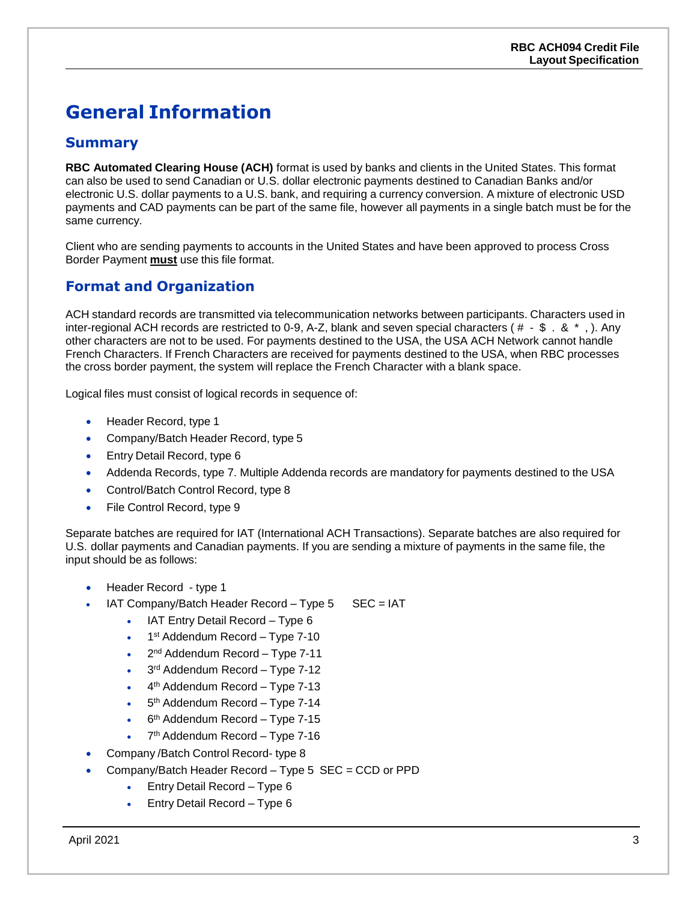# General Information

## Summary

**RBC Automated Clearing House (ACH)** format is used by banks and clients in the United States. This format can also be used to send Canadian or U.S. dollar electronic payments destined to Canadian Banks and/or electronic U.S. dollar payments to a U.S. bank, and requiring a currency conversion. A mixture of electronic USD payments and CAD payments can be part of the same file, however all payments in a single batch must be for the same currency.

Client who are sending payments to accounts in the United States and have been approved to process Cross Border Payment **must** use this file format.

## Format and Organization

ACH standard records are transmitted via telecommunication networks between participants. Characters used in inter-regional ACH records are restricted to 0-9, A-Z, blank and seven special characters ( # - $ . & * , ). Any other characters are not to be used. For payments destined to the USA, the USA ACH Network cannot handle French Characters. If French Characters are received for payments destined to the USA, when RBC processes the cross border payment, the system will replace the French Character with a blank space.

Logical files must consist of logical records in sequence of:

- Header Record, type 1
- Company/Batch Header Record, type 5
- Entry Detail Record, type 6
- Addenda Records, type 7. Multiple Addenda records are mandatory for payments destined to the USA
- Control/Batch Control Record, type 8
- File Control Record, type 9

Separate batches are required for IAT (International ACH Transactions). Separate batches are also required for U.S. dollar payments and Canadian payments. If you are sending a mixture of payments in the same file, the input should be as follows:

- Header Record - type 1
- IAT Company/Batch Header Record – Type 5 SEC = IAT
  - IAT Entry Detail Record – Type 6
  - 1st Addendum Record – Type 7-10
  - 2nd Addendum Record – Type 7-11
  - 3rd Addendum Record – Type 7-12
  - 4th Addendum Record – Type 7-13
  - 5th Addendum Record – Type 7-14
  - 6th Addendum Record – Type 7-15
  - 7th Addendum Record – Type 7-16
- Company /Batch Control Record- type 8
- Company/Batch Header Record – Type 5 SEC = CCD or PPD
  - Entry Detail Record – Type 6
  - Entry Detail Record – Type 6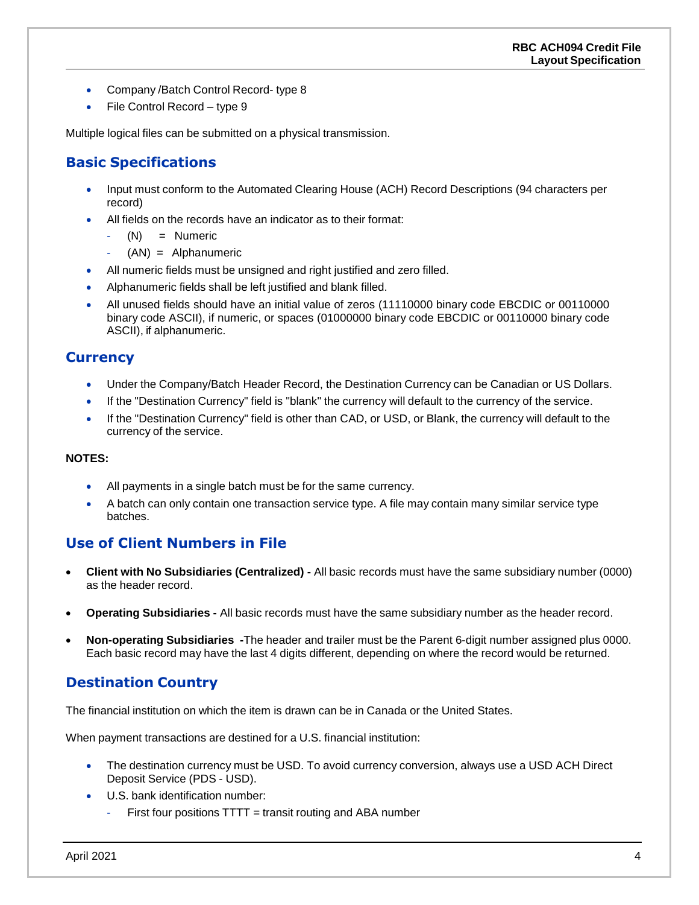- Company /Batch Control Record- type 8
- File Control Record – type 9

Multiple logical files can be submitted on a physical transmission.

## Basic Specifications

- Input must conform to the Automated Clearing House (ACH) Record Descriptions (94 characters per record)
- All fields on the records have an indicator as to their format:
  - (N) = Numeric
  - (AN) = Alphanumeric
- All numeric fields must be unsigned and right justified and zero filled.
- Alphanumeric fields shall be left justified and blank filled.
- All unused fields should have an initial value of zeros (11110000 binary code EBCDIC or 00110000 binary code ASCII), if numeric, or spaces (01000000 binary code EBCDIC or 00110000 binary code ASCII), if alphanumeric.

## Currency

- Under the Company/Batch Header Record, the Destination Currency can be Canadian or US Dollars.
- If the "Destination Currency" field is "blank" the currency will default to the currency of the service.
- If the "Destination Currency" field is other than CAD, or USD, or Blank, the currency will default to the currency of the service.

**NOTES:**

- All payments in a single batch must be for the same currency.
- A batch can only contain one transaction service type. A file may contain many similar service type batches.

## Use of Client Numbers in File

- **Client with No Subsidiaries (Centralized) -** All basic records must have the same subsidiary number (0000) as the header record.
- **Operating Subsidiaries -** All basic records must have the same subsidiary number as the header record.
- **Non-operating Subsidiaries -**The header and trailer must be the Parent 6-digit number assigned plus 0000. Each basic record may have the last 4 digits different, depending on where the record would be returned.

## Destination Country

The financial institution on which the item is drawn can be in Canada or the United States.

When payment transactions are destined for a U.S. financial institution:

- The destination currency must be USD. To avoid currency conversion, always use a USD ACH Direct Deposit Service (PDS - USD).
- U.S. bank identification number:
  - First four positions TTTT = transit routing and ABA number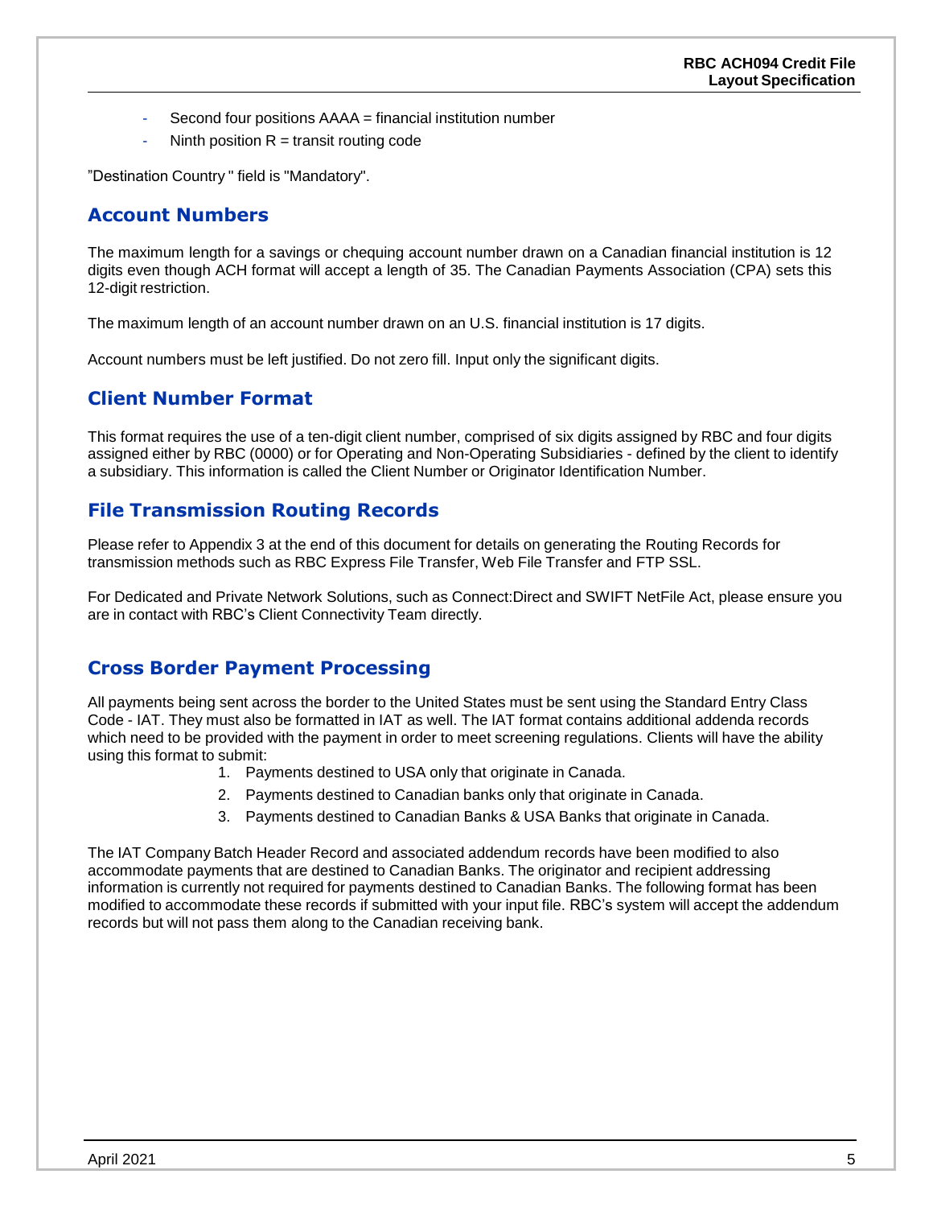- Second four positions AAAA = financial institution number
- Ninth position R = transit routing code

”Destination Country " field is "Mandatory".

## Account Numbers

The maximum length for a savings or chequing account number drawn on a Canadian financial institution is 12 digits even though ACH format will accept a length of 35. The Canadian Payments Association (CPA) sets this 12-digit restriction.

The maximum length of an account number drawn on an U.S. financial institution is 17 digits.

Account numbers must be left justified. Do not zero fill. Input only the significant digits.

## Client Number Format

This format requires the use of a ten-digit client number, comprised of six digits assigned by RBC and four digits assigned either by RBC (0000) or for Operating and Non-Operating Subsidiaries - defined by the client to identify a subsidiary. This information is called the Client Number or Originator Identification Number.

## File Transmission Routing Records

Please refer to Appendix 3 at the end of this document for details on generating the Routing Records for transmission methods such as RBC Express File Transfer, Web File Transfer and FTP SSL.

For Dedicated and Private Network Solutions, such as Connect:Direct and SWIFT NetFile Act, please ensure you are in contact with RBC's Client Connectivity Team directly.

## Cross Border Payment Processing

All payments being sent across the border to the United States must be sent using the Standard Entry Class Code - IAT. They must also be formatted in IAT as well. The IAT format contains additional addenda records which need to be provided with the payment in order to meet screening regulations. Clients will have the ability using this format to submit:

1. Payments destined to USA only that originate in Canada.
2. Payments destined to Canadian banks only that originate in Canada.
3. Payments destined to Canadian Banks & USA Banks that originate in Canada.

The IAT Company Batch Header Record and associated addendum records have been modified to also accommodate payments that are destined to Canadian Banks. The originator and recipient addressing information is currently not required for payments destined to Canadian Banks. The following format has been modified to accommodate these records if submitted with your input file. RBC's system will accept the addendum records but will not pass them along to the Canadian receiving bank.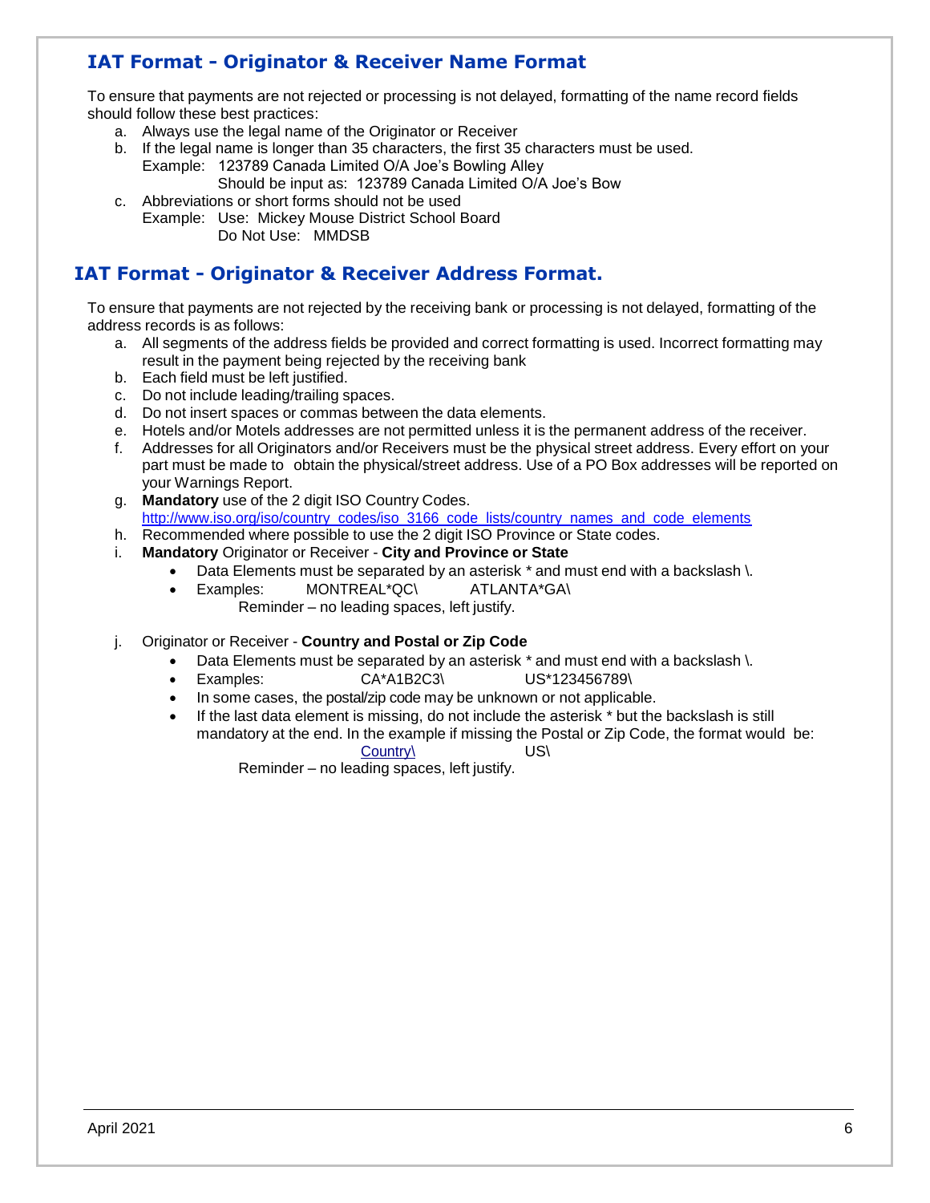## IAT Format - Originator & Receiver Name Format

To ensure that payments are not rejected or processing is not delayed, formatting of the name record fields should follow these best practices:

a. Always use the legal name of the Originator or Receiver
b. If the legal name is longer than 35 characters, the first 35 characters must be used.
   Example: 123789 Canada Limited O/A Joe's Bowling Alley
   Should be input as: 123789 Canada Limited O/A Joe's Bow
c. Abbreviations or short forms should not be used
   Example: Use: Mickey Mouse District School Board
   Do Not Use: MMDSB

## IAT Format - Originator & Receiver Address Format.

To ensure that payments are not rejected by the receiving bank or processing is not delayed, formatting of the address records is as follows:

a. All segments of the address fields be provided and correct formatting is used. Incorrect formatting may result in the payment being rejected by the receiving bank
b. Each field must be left justified.
c. Do not include leading/trailing spaces.
d. Do not insert spaces or commas between the data elements.
e. Hotels and/or Motels addresses are not permitted unless it is the permanent address of the receiver.
f. Addresses for all Originators and/or Receivers must be the physical street address. Every effort on your part must be made to obtain the physical/street address. Use of a PO Box addresses will be reported on your Warnings Report.
g. **Mandatory** use of the 2 digit ISO Country Codes.
   http://www.iso.org/iso/country_codes/iso_3166_code_lists/country_names_and_code_elements
h. Recommended where possible to use the 2 digit ISO Province or State codes.
i. **Mandatory** Originator or Receiver - **City and Province or State**
   - Data Elements must be separated by an asterisk * and must end with a backslash \.
   - Examples: MONTREAL*QC\ ATLANTA*GA\

   Reminder – no leading spaces, left justify.

j. Originator or Receiver - **Country and Postal or Zip Code**
   - Data Elements must be separated by an asterisk * and must end with a backslash \.
   - Examples: CA*A1B2C3\ US*123456789\
   - In some cases, the postal/zip code may be unknown or not applicable.
   - If the last data element is missing, do not include the asterisk * but the backslash is still mandatory at the end. In the example if missing the Postal or Zip Code, the format would be:
     Country\ US\

   Reminder – no leading spaces, left justify.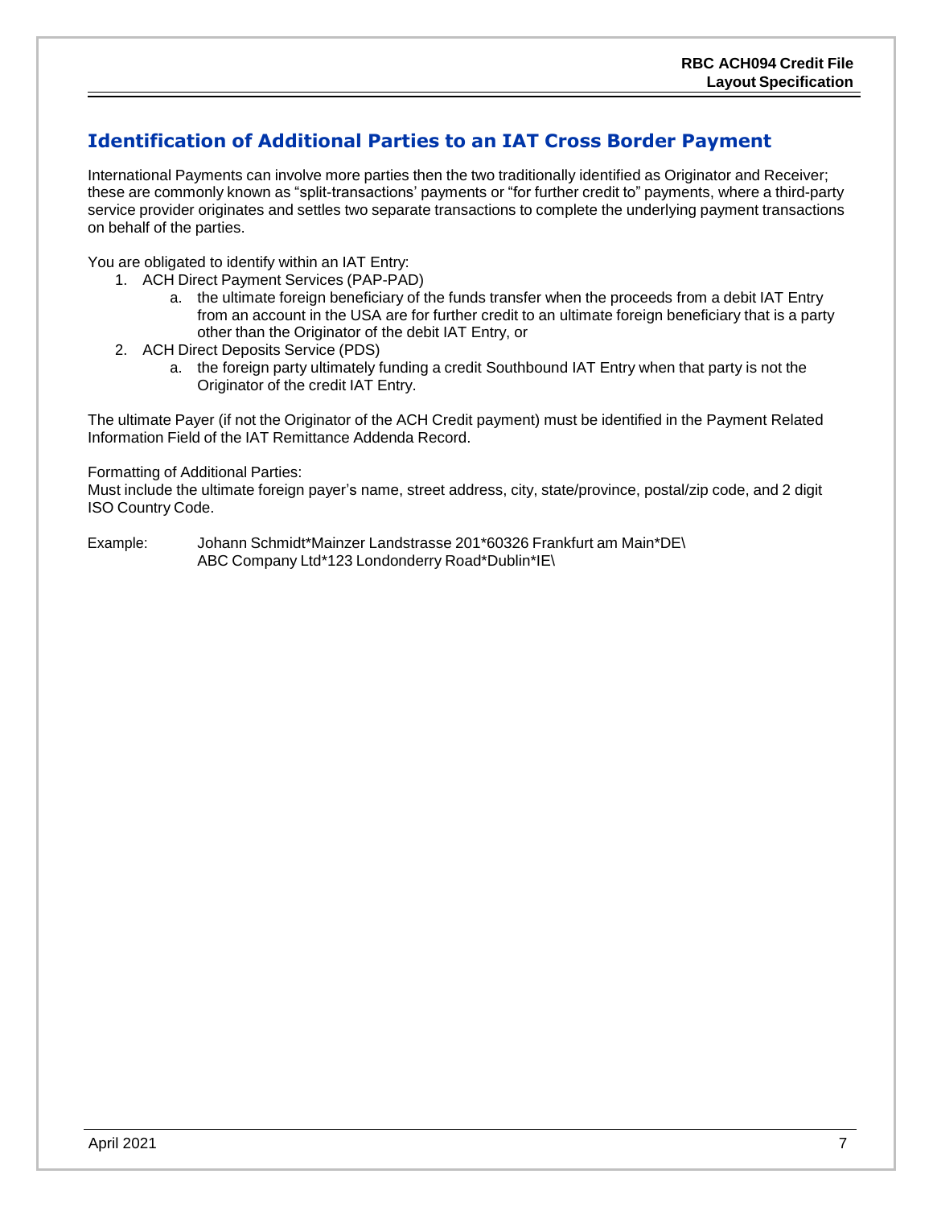## Identification of Additional Parties to an IAT Cross Border Payment

International Payments can involve more parties then the two traditionally identified as Originator and Receiver; these are commonly known as "split-transactions' payments or "for further credit to" payments, where a third-party service provider originates and settles two separate transactions to complete the underlying payment transactions on behalf of the parties.

You are obligated to identify within an IAT Entry:

1. ACH Direct Payment Services (PAP-PAD)
    a. the ultimate foreign beneficiary of the funds transfer when the proceeds from a debit IAT Entry from an account in the USA are for further credit to an ultimate foreign beneficiary that is a party other than the Originator of the debit IAT Entry, or
2. ACH Direct Deposits Service (PDS)
    a. the foreign party ultimately funding a credit Southbound IAT Entry when that party is not the Originator of the credit IAT Entry.

The ultimate Payer (if not the Originator of the ACH Credit payment) must be identified in the Payment Related Information Field of the IAT Remittance Addenda Record.

Formatting of Additional Parties:
Must include the ultimate foreign payer's name, street address, city, state/province, postal/zip code, and 2 digit ISO Country Code.

Example: Johann Schmidt*Mainzer Landstrasse 201*60326 Frankfurt am Main*DE\
ABC Company Ltd*123 Londonderry Road*Dublin*IE\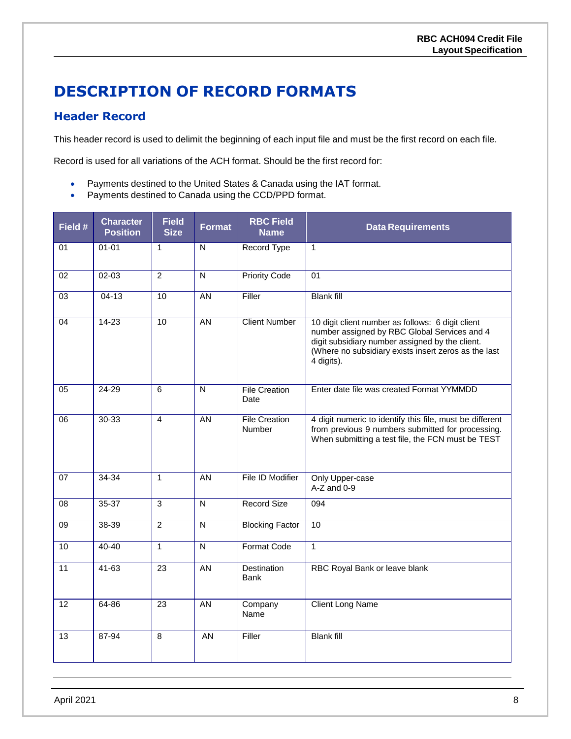# DESCRIPTION OF RECORD FORMATS

## Header Record

This header record is used to delimit the beginning of each input file and must be the first record on each file.

Record is used for all variations of the ACH format. Should be the first record for:

- Payments destined to the United States & Canada using the IAT format.
- Payments destined to Canada using the CCD/PPD format.

| Field # | Character Position | Field Size | Format | RBC Field Name | Data Requirements |
|---|---|---|---|---|---|
| 01 | 01-01 | 1 | N | Record Type | 1 |
| 02 | 02-03 | 2 | N | Priority Code | 01 |
| 03 | 04-13 | 10 | AN | Filler | Blank fill |
| 04 | 14-23 | 10 | AN | Client Number | 10 digit client number as follows: 6 digit client number assigned by RBC Global Services and 4 digit subsidiary number assigned by the client. (Where no subsidiary exists insert zeros as the last 4 digits). |
| 05 | 24-29 | 6 | N | File Creation Date | Enter date file was created Format YYMMDD |
| 06 | 30-33 | 4 | AN | File Creation Number | 4 digit numeric to identify this file, must be different from previous 9 numbers submitted for processing. When submitting a test file, the FCN must be TEST |
| 07 | 34-34 | 1 | AN | File ID Modifier | Only Upper-case A-Z and 0-9 |
| 08 | 35-37 | 3 | N | Record Size | 094 |
| 09 | 38-39 | 2 | N | Blocking Factor | 10 |
| 10 | 40-40 | 1 | N | Format Code | 1 |
| 11 | 41-63 | 23 | AN | Destination Bank | RBC Royal Bank or leave blank |
| 12 | 64-86 | 23 | AN | Company Name | Client Long Name |
| 13 | 87-94 | 8 | AN | Filler | Blank fill |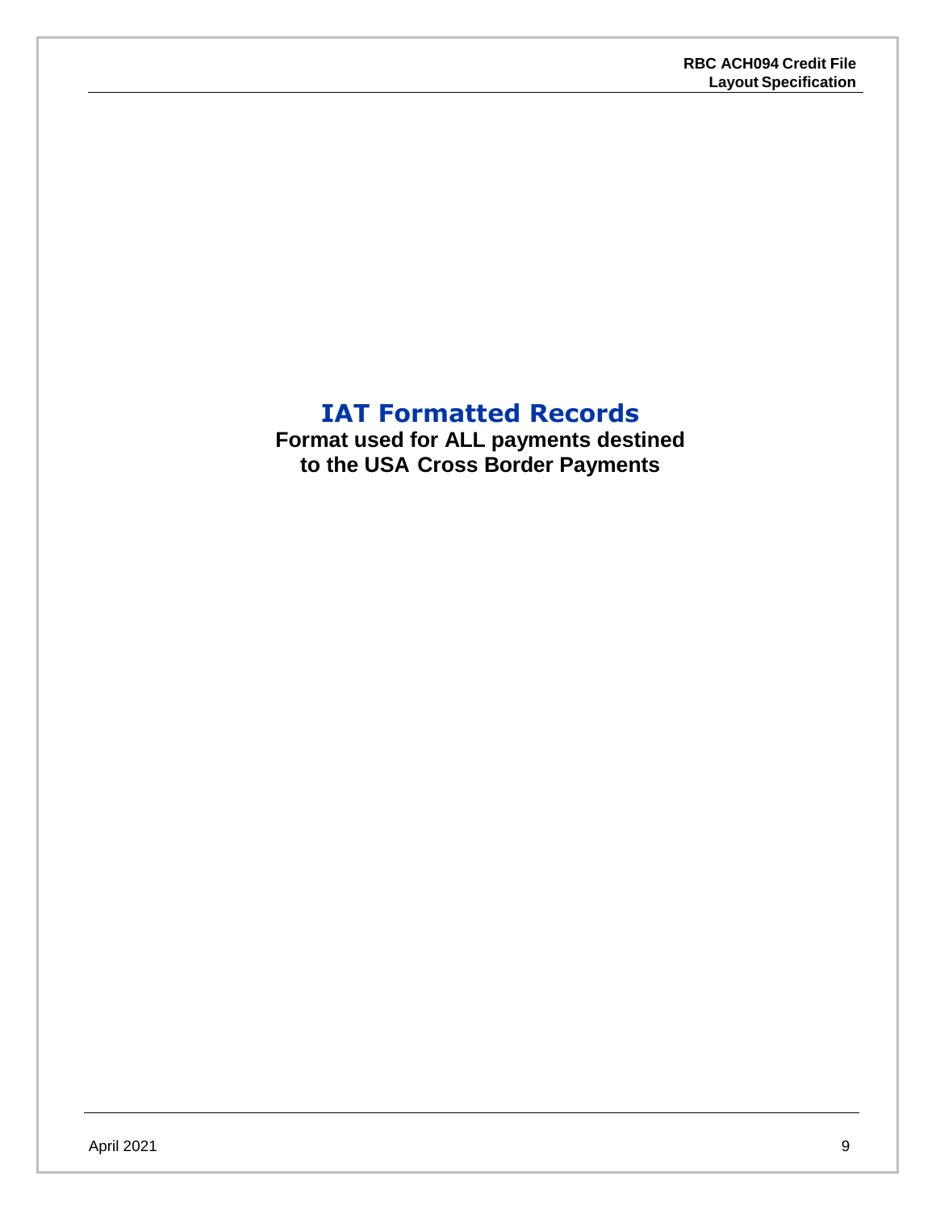# IAT Formatted Records

**Format used for ALL payments destined to the USA Cross Border Payments**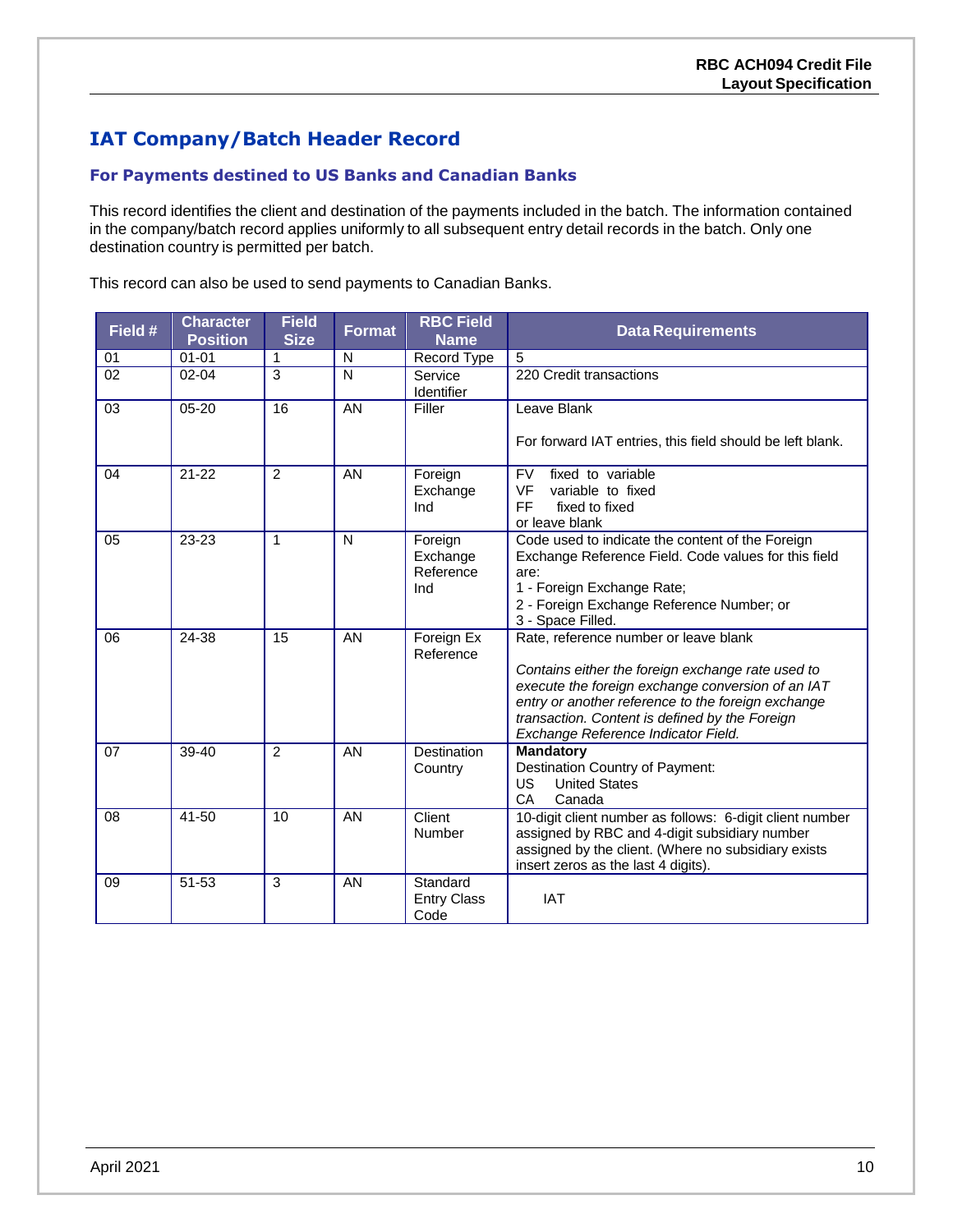## IAT Company/Batch Header Record

### For Payments destined to US Banks and Canadian Banks

This record identifies the client and destination of the payments included in the batch. The information contained in the company/batch record applies uniformly to all subsequent entry detail records in the batch. Only one destination country is permitted per batch.

This record can also be used to send payments to Canadian Banks.

| Field # | Character Position | Field Size | Format | RBC Field Name | Data Requirements |
|---|---|---|---|---|---|
| 01 | 01-01 | 1 | N | Record Type | 5 |
| 02 | 02-04 | 3 | N | Service Identifier | 220 Credit transactions |
| 03 | 05-20 | 16 | AN | Filler | Leave Blank<br><br>For forward IAT entries, this field should be left blank. |
| 04 | 21-22 | 2 | AN | Foreign Exchange Ind | FV fixed to variable<br>VF variable to fixed<br>FF fixed to fixed<br>or leave blank |
| 05 | 23-23 | 1 | N | Foreign Exchange Reference Ind | Code used to indicate the content of the Foreign Exchange Reference Field. Code values for this field are:<br>1 - Foreign Exchange Rate;<br>2 - Foreign Exchange Reference Number; or<br>3 - Space Filled. |
| 06 | 24-38 | 15 | AN | Foreign Ex Reference | Rate, reference number or leave blank<br><br>*Contains either the foreign exchange rate used to execute the foreign exchange conversion of an IAT entry or another reference to the foreign exchange transaction. Content is defined by the Foreign Exchange Reference Indicator Field.* |
| 07 | 39-40 | 2 | AN | Destination Country | **Mandatory**<br>Destination Country of Payment:<br>US United States<br>CA Canada |
| 08 | 41-50 | 10 | AN | Client Number | 10-digit client number as follows: 6-digit client number assigned by RBC and 4-digit subsidiary number assigned by the client. (Where no subsidiary exists insert zeros as the last 4 digits). |
| 09 | 51-53 | 3 | AN | Standard Entry Class Code | IAT |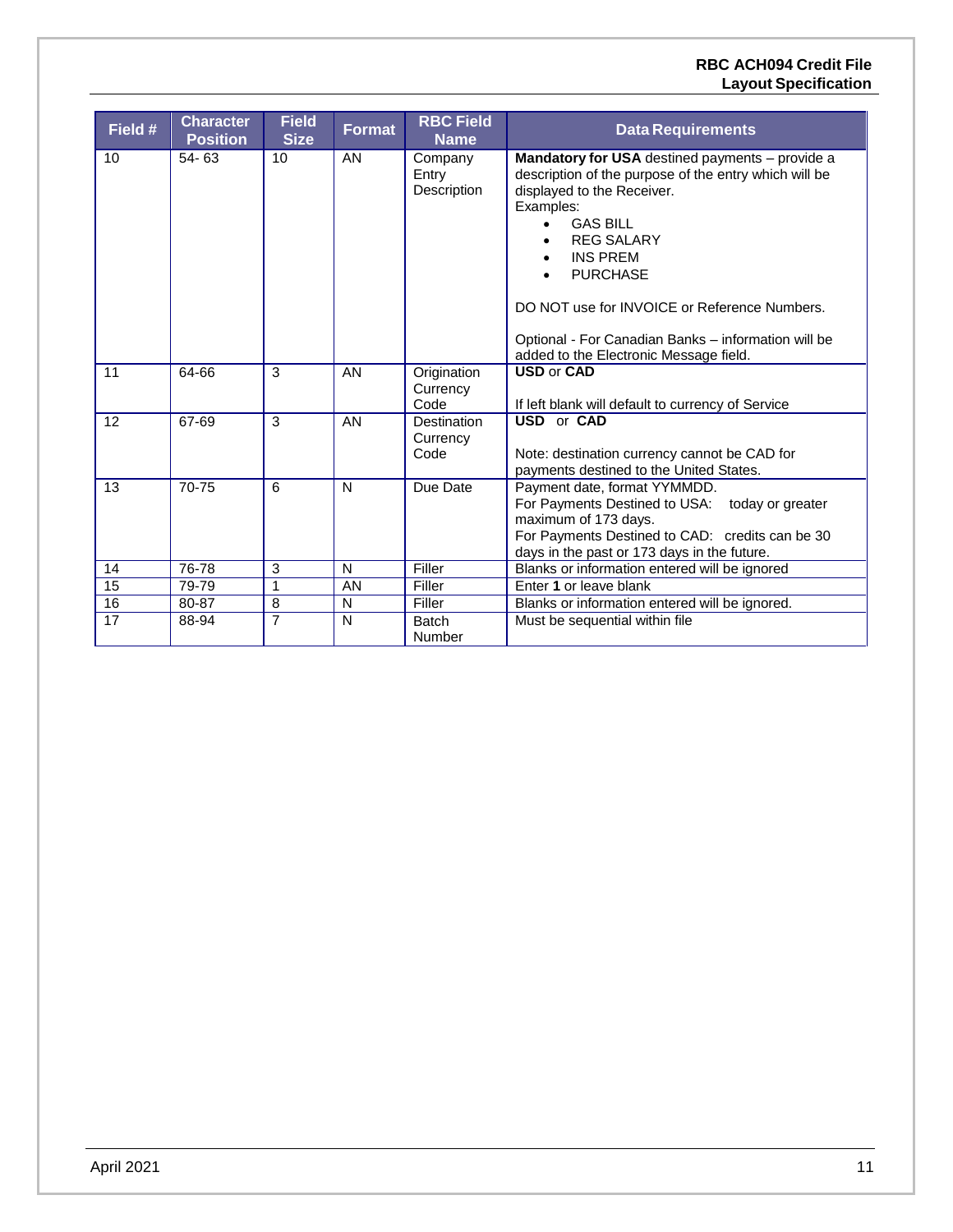| Field # | Character Position | Field Size | Format | RBC Field Name | Data Requirements |
|---|---|---|---|---|---|
| 10 | 54- 63 | 10 | AN | Company Entry Description | **Mandatory for USA** destined payments – provide a description of the purpose of the entry which will be displayed to the Receiver.<br>Examples:<br>• GAS BILL<br>• REG SALARY<br>• INS PREM<br>• PURCHASE<br><br>DO NOT use for INVOICE or Reference Numbers.<br><br>Optional - For Canadian Banks – information will be added to the Electronic Message field. |
| 11 | 64-66 | 3 | AN | Origination Currency Code | **USD** or **CAD**<br><br>If left blank will default to currency of Service |
| 12 | 67-69 | 3 | AN | Destination Currency Code | **USD** or **CAD**<br><br>Note: destination currency cannot be CAD for payments destined to the United States. |
| 13 | 70-75 | 6 | N | Due Date | Payment date, format YYMMDD.<br>For Payments Destined to USA: today or greater maximum of 173 days.<br>For Payments Destined to CAD: credits can be 30 days in the past or 173 days in the future. |
| 14 | 76-78 | 3 | N | Filler | Blanks or information entered will be ignored |
| 15 | 79-79 | 1 | AN | Filler | Enter **1** or leave blank |
| 16 | 80-87 | 8 | N | Filler | Blanks or information entered will be ignored. |
| 17 | 88-94 | 7 | N | Batch Number | Must be sequential within file |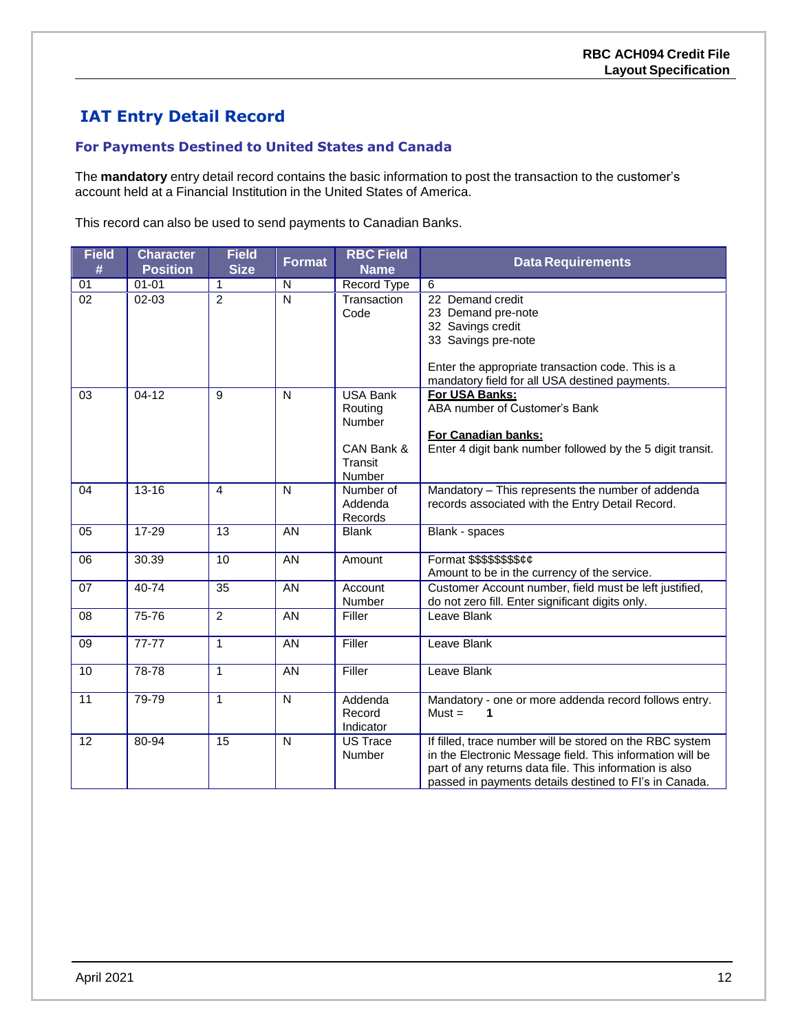# IAT Entry Detail Record

## For Payments Destined to United States and Canada

The **mandatory** entry detail record contains the basic information to post the transaction to the customer's account held at a Financial Institution in the United States of America.

This record can also be used to send payments to Canadian Banks.

| Field # | Character Position | Field Size | Format | RBC Field Name | Data Requirements |
|---|---|---|---|---|---|
| 01 | 01-01 | 1 | N | Record Type | 6 |
| 02 | 02-03 | 2 | N | Transaction Code | 22 Demand credit<br>23 Demand pre-note<br>32 Savings credit<br>33 Savings pre-note<br><br>Enter the appropriate transaction code. This is a mandatory field for all USA destined payments. |
| 03 | 04-12 | 9 | N | USA Bank Routing Number<br><br>CAN Bank & Transit Number | **For USA Banks:**<br>ABA number of Customer's Bank<br><br>**For Canadian banks:**<br>Enter 4 digit bank number followed by the 5 digit transit. |
| 04 | 13-16 | 4 | N | Number of Addenda Records | Mandatory – This represents the number of addenda records associated with the Entry Detail Record. |
| 05 | 17-29 | 13 | AN | Blank | Blank - spaces |
| 06 | 30.39 | 10 | AN | Amount | Format $$$$$$$$¢¢<br>Amount to be in the currency of the service. |
| 07 | 40-74 | 35 | AN | Account Number | Customer Account number, field must be left justified, do not zero fill. Enter significant digits only. |
| 08 | 75-76 | 2 | AN | Filler | Leave Blank |
| 09 | 77-77 | 1 | AN | Filler | Leave Blank |
| 10 | 78-78 | 1 | AN | Filler | Leave Blank |
| 11 | 79-79 | 1 | N | Addenda Record Indicator | Mandatory - one or more addenda record follows entry.<br>Must = **1** |
| 12 | 80-94 | 15 | N | US Trace Number | If filled, trace number will be stored on the RBC system in the Electronic Message field. This information will be part of any returns data file. This information is also passed in payments details destined to FI's in Canada. |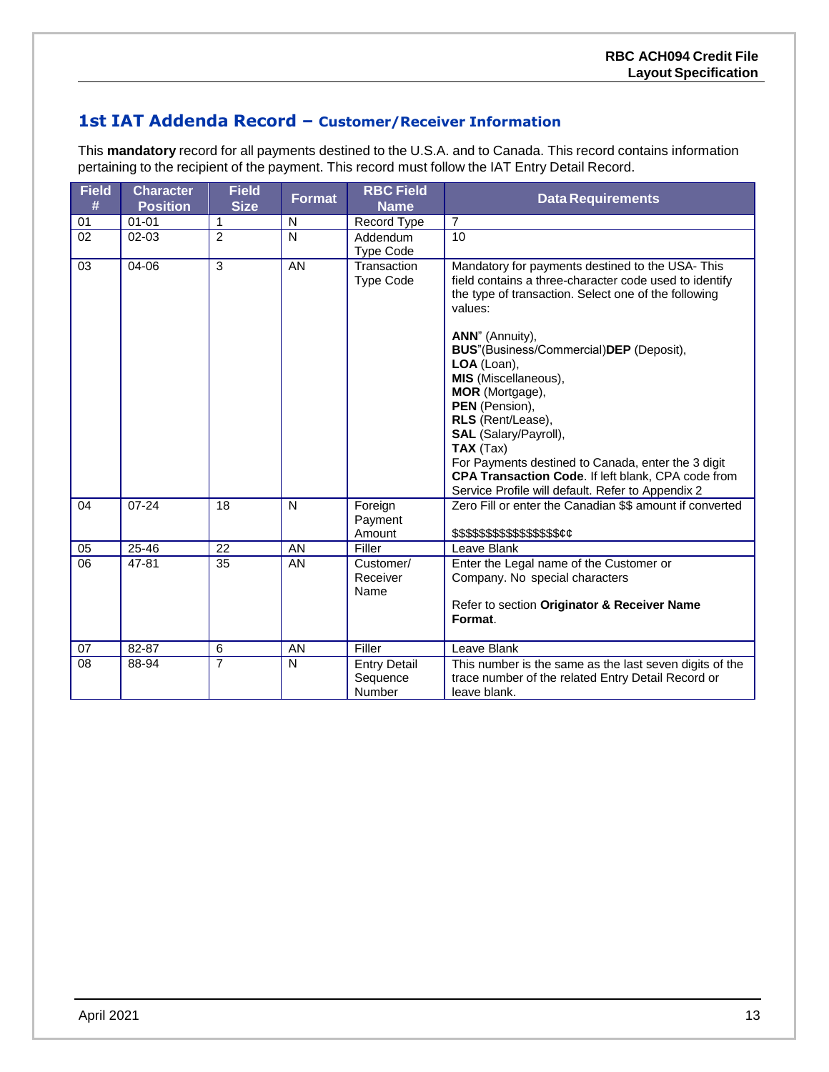## 1st IAT Addenda Record – Customer/Receiver Information

This **mandatory** record for all payments destined to the U.S.A. and to Canada. This record contains information pertaining to the recipient of the payment. This record must follow the IAT Entry Detail Record.

| Field # | Character Position | Field Size | Format | RBC Field Name | Data Requirements |
|---|---|---|---|---|---|
| 01 | 01-01 | 1 | N | Record Type | 7 |
| 02 | 02-03 | 2 | N | Addendum Type Code | 10 |
| 03 | 04-06 | 3 | AN | Transaction Type Code | Mandatory for payments destined to the USA- This field contains a three-character code used to identify the type of transaction. Select one of the following values:<br><br>**ANN**" (Annuity),<br>**BUS**"(Business/Commercial)**DEP** (Deposit),<br>**LOA** (Loan),<br>**MIS** (Miscellaneous),<br>**MOR** (Mortgage),<br>**PEN** (Pension),<br>**RLS** (Rent/Lease),<br>**SAL** (Salary/Payroll),<br>**TAX** (Tax)<br>For Payments destined to Canada, enter the 3 digit **CPA Transaction Code**. If left blank, CPA code from Service Profile will default. Refer to Appendix 2 |
| 04 | 07-24 | 18 | N | Foreign Payment Amount | Zero Fill or enter the Canadian $$ amount if converted<br><br>$$$$$$$$$$$$$$$$¢¢ |
| 05 | 25-46 | 22 | AN | Filler | Leave Blank |
| 06 | 47-81 | 35 | AN | Customer/ Receiver Name | Enter the Legal name of the Customer or Company. No special characters<br><br>Refer to section **Originator & Receiver Name Format**. |
| 07 | 82-87 | 6 | AN | Filler | Leave Blank |
| 08 | 88-94 | 7 | N | Entry Detail Sequence Number | This number is the same as the last seven digits of the trace number of the related Entry Detail Record or leave blank. |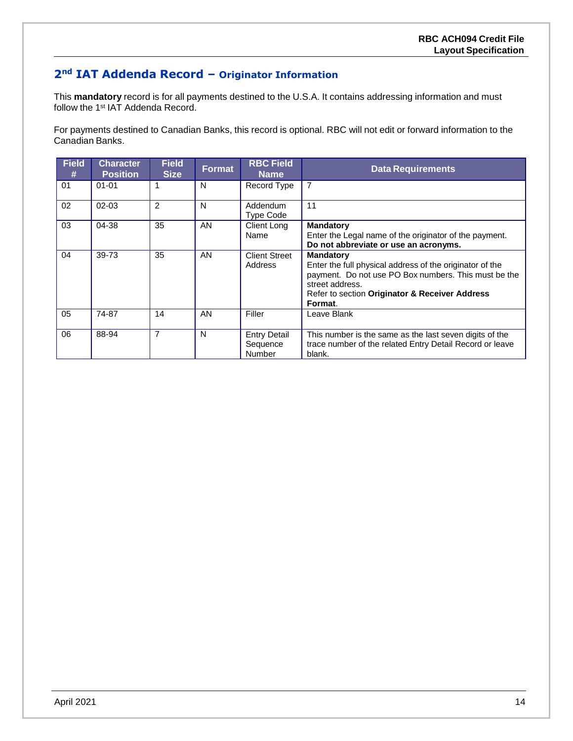## 2nd IAT Addenda Record – Originator Information

This **mandatory** record is for all payments destined to the U.S.A. It contains addressing information and must follow the 1st IAT Addenda Record.

For payments destined to Canadian Banks, this record is optional. RBC will not edit or forward information to the Canadian Banks.

| Field # | Character Position | Field Size | Format | RBC Field Name | Data Requirements |
|---|---|---|---|---|---|
| 01 | 01-01 | 1 | N | Record Type | 7 |
| 02 | 02-03 | 2 | N | Addendum Type Code | 11 |
| 03 | 04-38 | 35 | AN | Client Long Name | **Mandatory**<br>Enter the Legal name of the originator of the payment.<br>**Do not abbreviate or use an acronyms.** |
| 04 | 39-73 | 35 | AN | Client Street Address | **Mandatory**<br>Enter the full physical address of the originator of the payment. Do not use PO Box numbers. This must be the street address.<br>Refer to section **Originator & Receiver Address Format**. |
| 05 | 74-87 | 14 | AN | Filler | Leave Blank |
| 06 | 88-94 | 7 | N | Entry Detail Sequence Number | This number is the same as the last seven digits of the trace number of the related Entry Detail Record or leave blank. |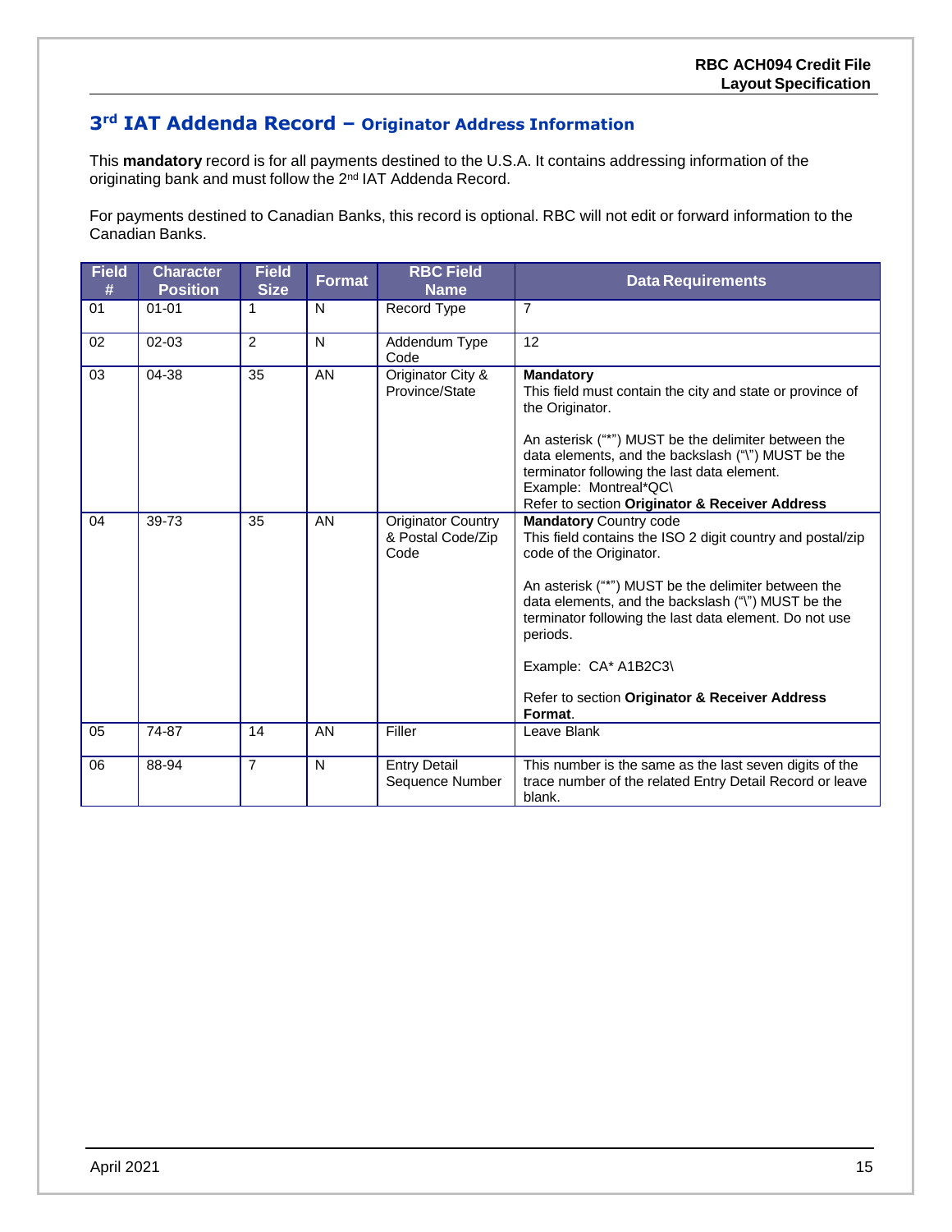## 3rd IAT Addenda Record – Originator Address Information

This **mandatory** record is for all payments destined to the U.S.A. It contains addressing information of the originating bank and must follow the 2nd IAT Addenda Record.

For payments destined to Canadian Banks, this record is optional. RBC will not edit or forward information to the Canadian Banks.

| Field # | Character Position | Field Size | Format | RBC Field Name | Data Requirements |
|---|---|---|---|---|---|
| 01 | 01-01 | 1 | N | Record Type | 7 |
| 02 | 02-03 | 2 | N | Addendum Type Code | 12 |
| 03 | 04-38 | 35 | AN | Originator City & Province/State | **Mandatory**<br>This field must contain the city and state or province of the Originator.<br><br>An asterisk ("*") MUST be the delimiter between the data elements, and the backslash ("\") MUST be the terminator following the last data element.<br>Example: Montreal*QC\<br>Refer to section **Originator & Receiver Address** |
| 04 | 39-73 | 35 | AN | Originator Country & Postal Code/Zip Code | **Mandatory** Country code<br>This field contains the ISO 2 digit country and postal/zip code of the Originator.<br><br>An asterisk ("*") MUST be the delimiter between the data elements, and the backslash ("\") MUST be the terminator following the last data element. Do not use periods.<br><br>Example: CA* A1B2C3\<br><br>Refer to section **Originator & Receiver Address Format**. |
| 05 | 74-87 | 14 | AN | Filler | Leave Blank |
| 06 | 88-94 | 7 | N | Entry Detail Sequence Number | This number is the same as the last seven digits of the trace number of the related Entry Detail Record or leave blank. |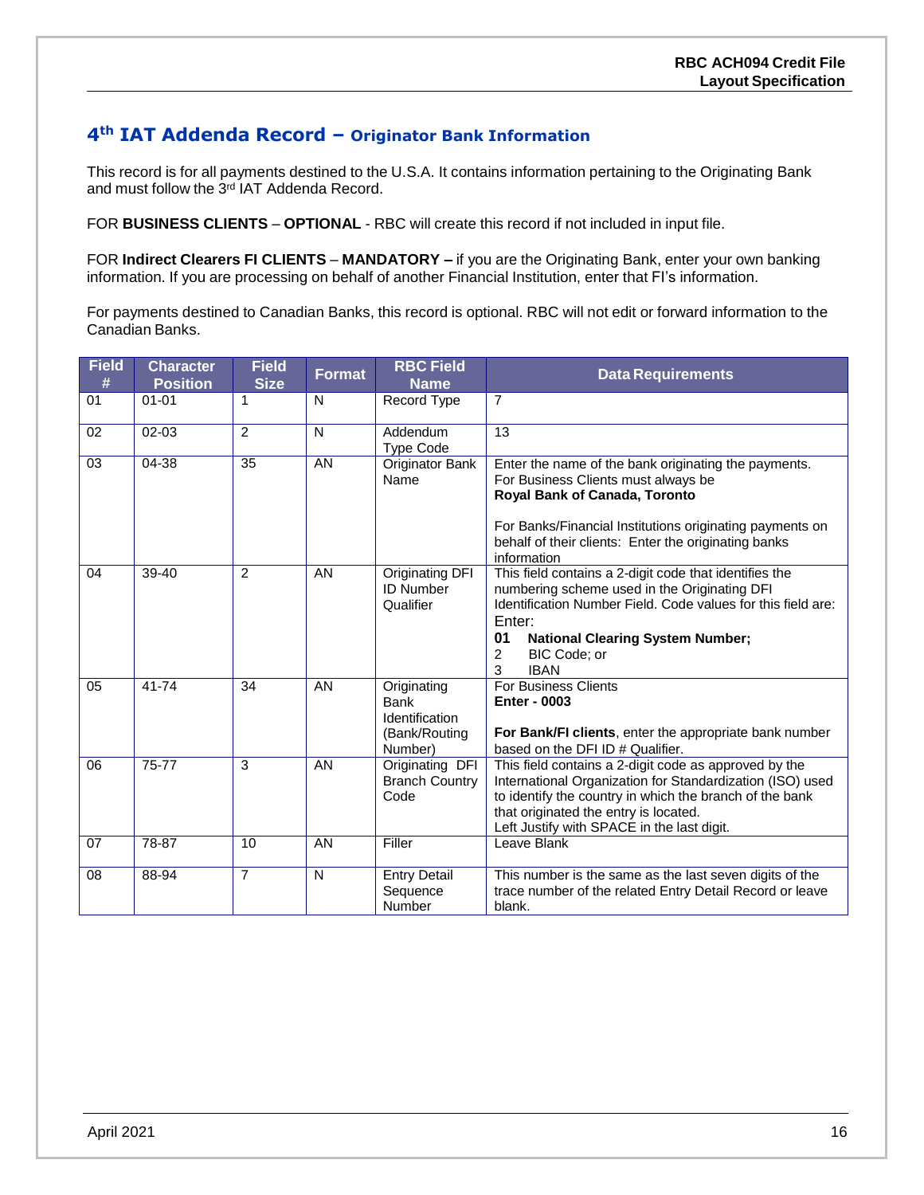## 4th IAT Addenda Record – Originator Bank Information

This record is for all payments destined to the U.S.A. It contains information pertaining to the Originating Bank and must follow the 3rd IAT Addenda Record.

FOR **BUSINESS CLIENTS** – **OPTIONAL** - RBC will create this record if not included in input file.

FOR **Indirect Clearers FI CLIENTS** – **MANDATORY –** if you are the Originating Bank, enter your own banking information. If you are processing on behalf of another Financial Institution, enter that FI's information.

For payments destined to Canadian Banks, this record is optional. RBC will not edit or forward information to the Canadian Banks.

| Field # | Character Position | Field Size | Format | RBC Field Name | Data Requirements |
|---|---|---|---|---|---|
| 01 | 01-01 | 1 | N | Record Type | 7 |
| 02 | 02-03 | 2 | N | Addendum Type Code | 13 |
| 03 | 04-38 | 35 | AN | Originator Bank Name | Enter the name of the bank originating the payments. For Business Clients must always be **Royal Bank of Canada, Toronto**<br><br>For Banks/Financial Institutions originating payments on behalf of their clients: Enter the originating banks information |
| 04 | 39-40 | 2 | AN | Originating DFI ID Number Qualifier | This field contains a 2-digit code that identifies the numbering scheme used in the Originating DFI Identification Number Field. Code values for this field are: Enter:<br>**01 National Clearing System Number;**<br>2 BIC Code; or<br>3 IBAN |
| 05 | 41-74 | 34 | AN | Originating Bank Identification (Bank/Routing Number) | For Business Clients<br>**Enter - 0003**<br><br>**For Bank/FI clients**, enter the appropriate bank number based on the DFI ID # Qualifier. |
| 06 | 75-77 | 3 | AN | Originating DFI Branch Country Code | This field contains a 2-digit code as approved by the International Organization for Standardization (ISO) used to identify the country in which the branch of the bank that originated the entry is located.<br>Left Justify with SPACE in the last digit. |
| 07 | 78-87 | 10 | AN | Filler | Leave Blank |
| 08 | 88-94 | 7 | N | Entry Detail Sequence Number | This number is the same as the last seven digits of the trace number of the related Entry Detail Record or leave blank. |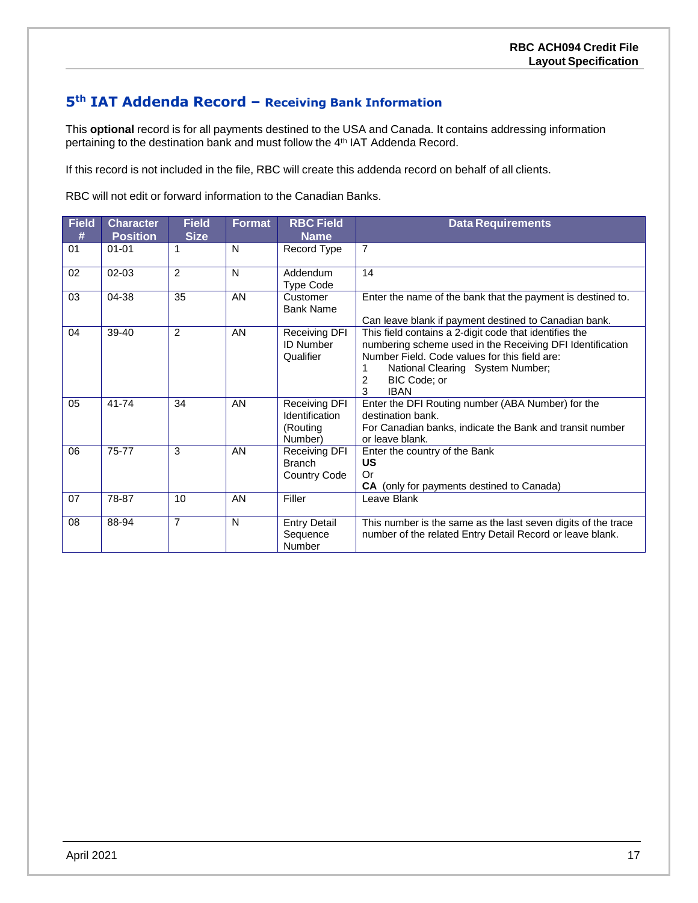## 5th IAT Addenda Record – Receiving Bank Information

This **optional** record is for all payments destined to the USA and Canada. It contains addressing information pertaining to the destination bank and must follow the 4th IAT Addenda Record.

If this record is not included in the file, RBC will create this addenda record on behalf of all clients.

RBC will not edit or forward information to the Canadian Banks.

| Field # | Character Position | Field Size | Format | RBC Field Name | Data Requirements |
|---|---|---|---|---|---|
| 01 | 01-01 | 1 | N | Record Type | 7 |
| 02 | 02-03 | 2 | N | Addendum Type Code | 14 |
| 03 | 04-38 | 35 | AN | Customer Bank Name | Enter the name of the bank that the payment is destined to.<br><br>Can leave blank if payment destined to Canadian bank. |
| 04 | 39-40 | 2 | AN | Receiving DFI ID Number Qualifier | This field contains a 2-digit code that identifies the numbering scheme used in the Receiving DFI Identification Number Field. Code values for this field are:<br>1 National Clearing System Number;<br>2 BIC Code; or<br>3 IBAN |
| 05 | 41-74 | 34 | AN | Receiving DFI Identification (Routing Number) | Enter the DFI Routing number (ABA Number) for the destination bank.<br>For Canadian banks, indicate the Bank and transit number or leave blank. |
| 06 | 75-77 | 3 | AN | Receiving DFI Branch Country Code | Enter the country of the Bank<br>**US**<br>Or<br>**CA** (only for payments destined to Canada) |
| 07 | 78-87 | 10 | AN | Filler | Leave Blank |
| 08 | 88-94 | 7 | N | Entry Detail Sequence Number | This number is the same as the last seven digits of the trace number of the related Entry Detail Record or leave blank. |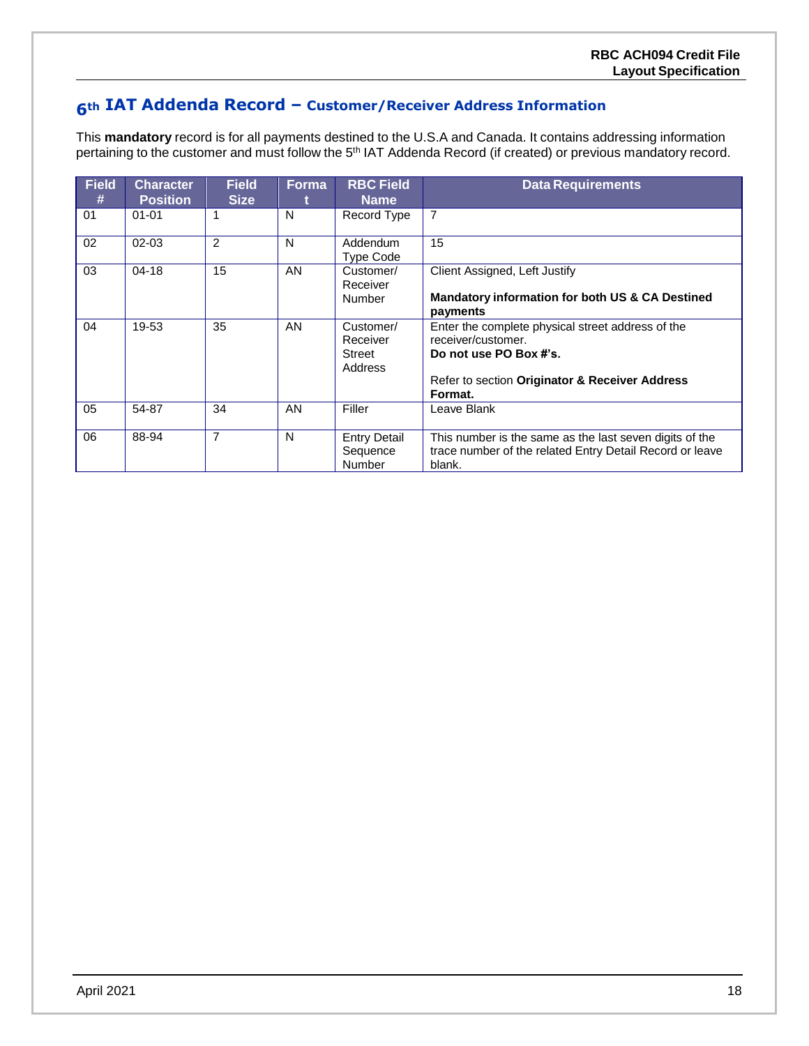## 6th IAT Addenda Record – Customer/Receiver Address Information

This **mandatory** record is for all payments destined to the U.S.A and Canada. It contains addressing information pertaining to the customer and must follow the 5th IAT Addenda Record (if created) or previous mandatory record.

| Field # | Character Position | Field Size | Format | RBC Field Name | Data Requirements |
|---|---|---|---|---|---|
| 01 | 01-01 | 1 | N | Record Type | 7 |
| 02 | 02-03 | 2 | N | Addendum Type Code | 15 |
| 03 | 04-18 | 15 | AN | Customer/ Receiver Number | Client Assigned, Left Justify<br><br>**Mandatory information for both US & CA Destined payments** |
| 04 | 19-53 | 35 | AN | Customer/ Receiver Street Address | Enter the complete physical street address of the receiver/customer.<br>**Do not use PO Box #'s.**<br><br>Refer to section **Originator & Receiver Address Format.** |
| 05 | 54-87 | 34 | AN | Filler | Leave Blank |
| 06 | 88-94 | 7 | N | Entry Detail Sequence Number | This number is the same as the last seven digits of the trace number of the related Entry Detail Record or leave blank. |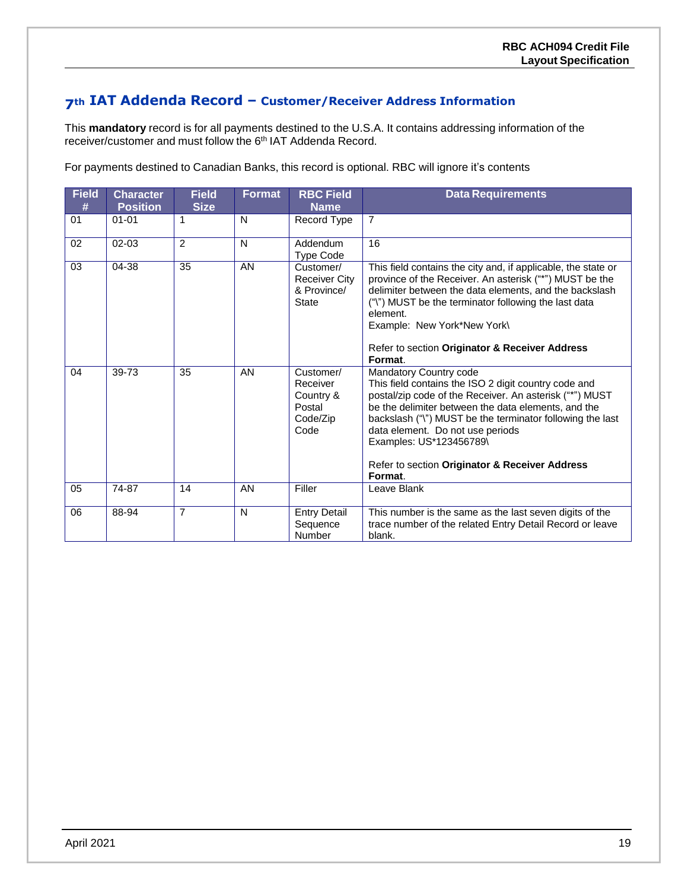## 7th IAT Addenda Record – Customer/Receiver Address Information

This **mandatory** record is for all payments destined to the U.S.A. It contains addressing information of the receiver/customer and must follow the 6th IAT Addenda Record.

For payments destined to Canadian Banks, this record is optional. RBC will ignore it's contents

| Field # | Character Position | Field Size | Format | RBC Field Name | Data Requirements |
|---|---|---|---|---|---|
| 01 | 01-01 | 1 | N | Record Type | 7 |
| 02 | 02-03 | 2 | N | Addendum Type Code | 16 |
| 03 | 04-38 | 35 | AN | Customer/ Receiver City & Province/ State | This field contains the city and, if applicable, the state or province of the Receiver. An asterisk ("*") MUST be the delimiter between the data elements, and the backslash ("\") MUST be the terminator following the last data element.<br>Example: New York*New York\<br><br>Refer to section **Originator & Receiver Address Format**. |
| 04 | 39-73 | 35 | AN | Customer/ Receiver Country & Postal Code/Zip Code | Mandatory Country code<br>This field contains the ISO 2 digit country code and postal/zip code of the Receiver. An asterisk ("*") MUST be the delimiter between the data elements, and the backslash ("\") MUST be the terminator following the last data element. Do not use periods<br>Examples: US*123456789\<br><br>Refer to section **Originator & Receiver Address Format**. |
| 05 | 74-87 | 14 | AN | Filler | Leave Blank |
| 06 | 88-94 | 7 | N | Entry Detail Sequence Number | This number is the same as the last seven digits of the trace number of the related Entry Detail Record or leave blank. |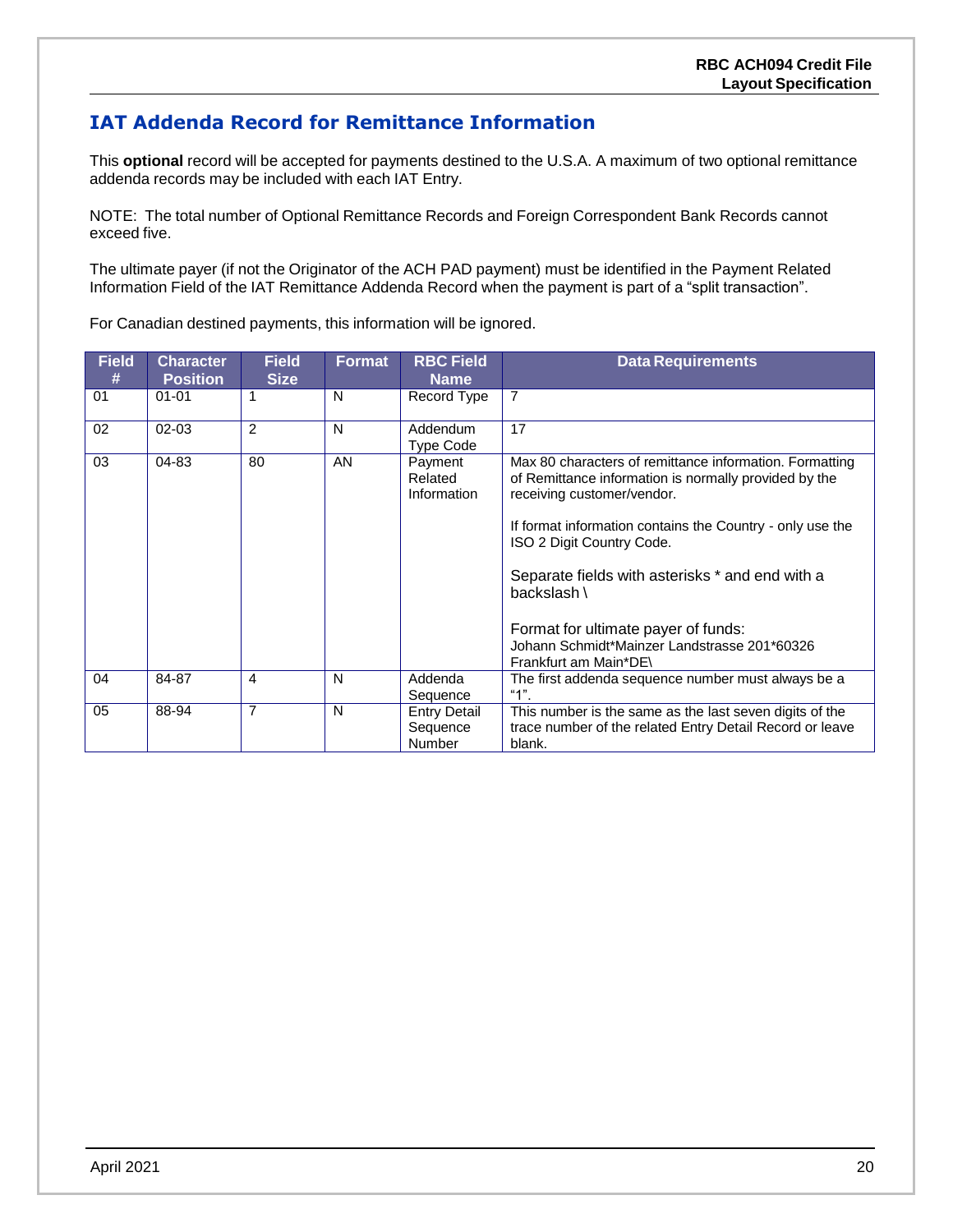## IAT Addenda Record for Remittance Information

This **optional** record will be accepted for payments destined to the U.S.A. A maximum of two optional remittance addenda records may be included with each IAT Entry.

NOTE: The total number of Optional Remittance Records and Foreign Correspondent Bank Records cannot exceed five.

The ultimate payer (if not the Originator of the ACH PAD payment) must be identified in the Payment Related Information Field of the IAT Remittance Addenda Record when the payment is part of a "split transaction".

For Canadian destined payments, this information will be ignored.

| Field # | Character Position | Field Size | Format | RBC Field Name | Data Requirements |
|---|---|---|---|---|---|
| 01 | 01-01 | 1 | N | Record Type | 7 |
| 02 | 02-03 | 2 | N | Addendum Type Code | 17 |
| 03 | 04-83 | 80 | AN | Payment Related Information | Max 80 characters of remittance information. Formatting of Remittance information is normally provided by the receiving customer/vendor.<br><br>If format information contains the Country - only use the ISO 2 Digit Country Code.<br><br>Separate fields with asterisks * and end with a backslash \<br><br>Format for ultimate payer of funds:<br>Johann Schmidt*Mainzer Landstrasse 201*60326 Frankfurt am Main*DE\ |
| 04 | 84-87 | 4 | N | Addenda Sequence | The first addenda sequence number must always be a "1". |
| 05 | 88-94 | 7 | N | Entry Detail Sequence Number | This number is the same as the last seven digits of the trace number of the related Entry Detail Record or leave blank. |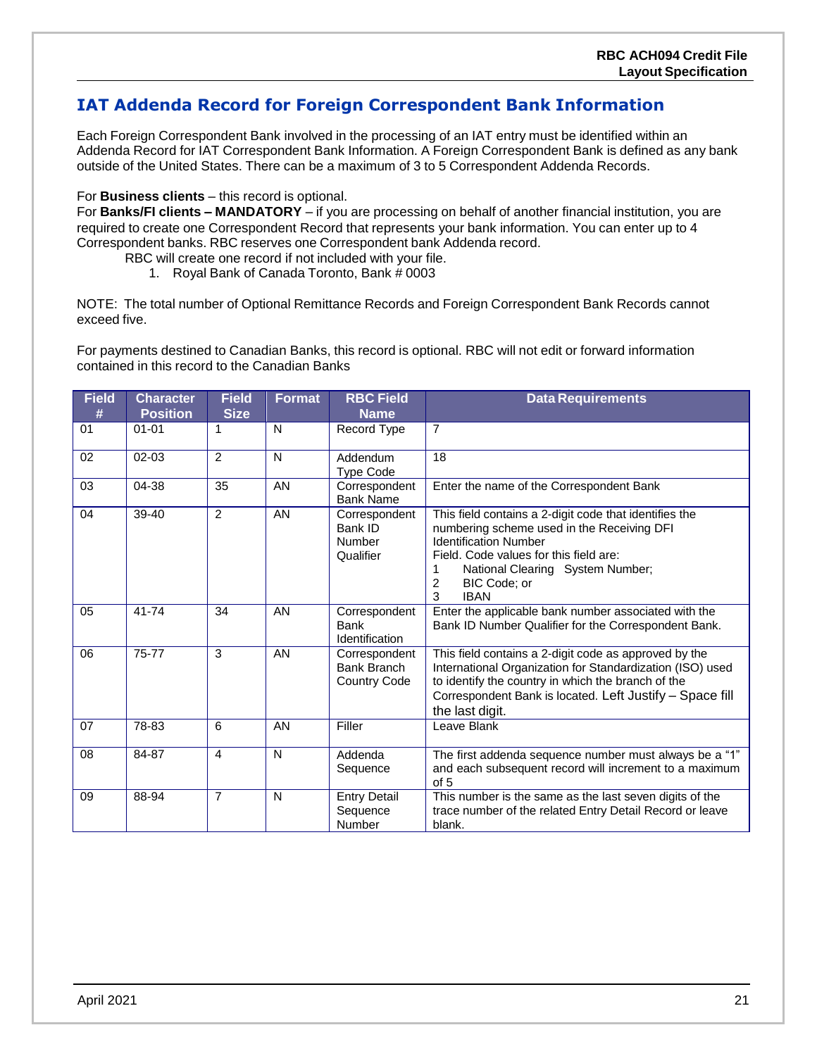## IAT Addenda Record for Foreign Correspondent Bank Information

Each Foreign Correspondent Bank involved in the processing of an IAT entry must be identified within an Addenda Record for IAT Correspondent Bank Information. A Foreign Correspondent Bank is defined as any bank outside of the United States. There can be a maximum of 3 to 5 Correspondent Addenda Records.

For **Business clients** – this record is optional.
For **Banks/FI clients – MANDATORY** – if you are processing on behalf of another financial institution, you are required to create one Correspondent Record that represents your bank information. You can enter up to 4 Correspondent banks. RBC reserves one Correspondent bank Addenda record.

RBC will create one record if not included with your file.

1. Royal Bank of Canada Toronto, Bank # 0003

NOTE: The total number of Optional Remittance Records and Foreign Correspondent Bank Records cannot exceed five.

For payments destined to Canadian Banks, this record is optional. RBC will not edit or forward information contained in this record to the Canadian Banks

| Field # | Character Position | Field Size | Format | RBC Field Name | Data Requirements |
|---|---|---|---|---|---|
| 01 | 01-01 | 1 | N | Record Type | 7 |
| 02 | 02-03 | 2 | N | Addendum Type Code | 18 |
| 03 | 04-38 | 35 | AN | Correspondent Bank Name | Enter the name of the Correspondent Bank |
| 04 | 39-40 | 2 | AN | Correspondent Bank ID Number Qualifier | This field contains a 2-digit code that identifies the numbering scheme used in the Receiving DFI Identification Number Field. Code values for this field are:<br>1 National Clearing System Number;<br>2 BIC Code; or<br>3 IBAN |
| 05 | 41-74 | 34 | AN | Correspondent Bank Identification | Enter the applicable bank number associated with the Bank ID Number Qualifier for the Correspondent Bank. |
| 06 | 75-77 | 3 | AN | Correspondent Bank Branch Country Code | This field contains a 2-digit code as approved by the International Organization for Standardization (ISO) used to identify the country in which the branch of the Correspondent Bank is located. Left Justify – Space fill the last digit. |
| 07 | 78-83 | 6 | AN | Filler | Leave Blank |
| 08 | 84-87 | 4 | N | Addenda Sequence | The first addenda sequence number must always be a "1" and each subsequent record will increment to a maximum of 5 |
| 09 | 88-94 | 7 | N | Entry Detail Sequence Number | This number is the same as the last seven digits of the trace number of the related Entry Detail Record or leave blank. |

April 2021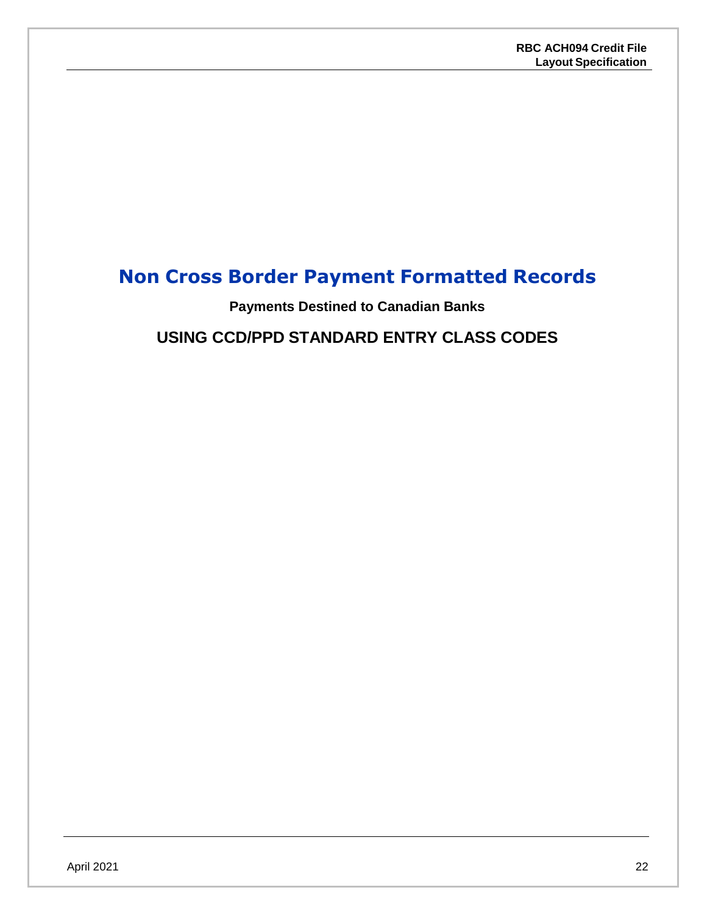# Non Cross Border Payment Formatted Records

**Payments Destined to Canadian Banks**

## USING CCD/PPD STANDARD ENTRY CLASS CODES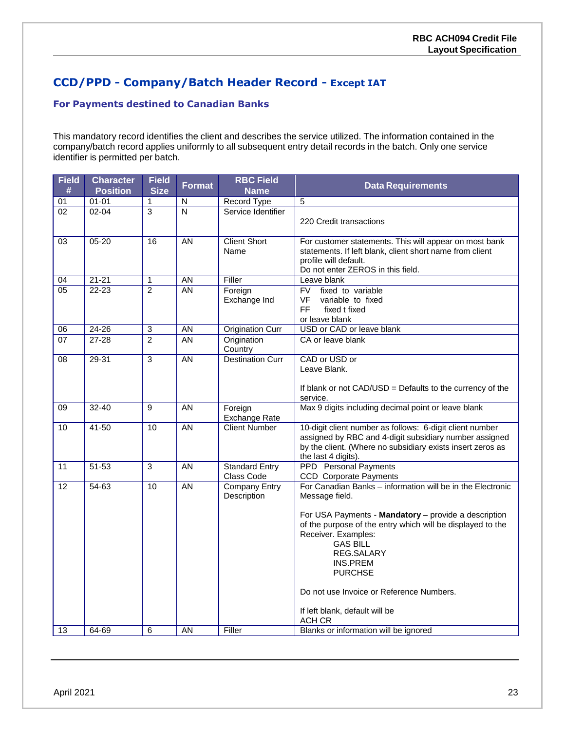## CCD/PPD - Company/Batch Header Record - Except IAT

### For Payments destined to Canadian Banks

This mandatory record identifies the client and describes the service utilized. The information contained in the company/batch record applies uniformly to all subsequent entry detail records in the batch. Only one service identifier is permitted per batch.

| Field # | Character Position | Field Size | Format | RBC Field Name | Data Requirements |
|---|---|---|---|---|---|
| 01 | 01-01 | 1 | N | Record Type | 5 |
| 02 | 02-04 | 3 | N | Service Identifier | 220 Credit transactions |
| 03 | 05-20 | 16 | AN | Client Short Name | For customer statements. This will appear on most bank statements. If left blank, client short name from client profile will default.<br>Do not enter ZEROS in this field. |
| 04 | 21-21 | 1 | AN | Filler | Leave blank |
| 05 | 22-23 | 2 | AN | Foreign Exchange Ind | FV fixed to variable<br>VF variable to fixed<br>FF fixed t fixed<br>or leave blank |
| 06 | 24-26 | 3 | AN | Origination Curr | USD or CAD or leave blank |
| 07 | 27-28 | 2 | AN | Origination Country | CA or leave blank |
| 08 | 29-31 | 3 | AN | Destination Curr | CAD or USD or<br>Leave Blank.<br><br>If blank or not CAD/USD = Defaults to the currency of the service. |
| 09 | 32-40 | 9 | AN | Foreign Exchange Rate | Max 9 digits including decimal point or leave blank |
| 10 | 41-50 | 10 | AN | Client Number | 10-digit client number as follows: 6-digit client number assigned by RBC and 4-digit subsidiary number assigned by the client. (Where no subsidiary exists insert zeros as the last 4 digits). |
| 11 | 51-53 | 3 | AN | Standard Entry Class Code | PPD Personal Payments<br>CCD Corporate Payments |
| 12 | 54-63 | 10 | AN | Company Entry Description | For Canadian Banks – information will be in the Electronic Message field.<br><br>For USA Payments - **Mandatory** – provide a description of the purpose of the entry which will be displayed to the Receiver. Examples:<br>GAS BILL<br>REG.SALARY<br>INS.PREM<br>PURCHSE<br><br>Do not use Invoice or Reference Numbers.<br><br>If left blank, default will be<br>ACH CR |
| 13 | 64-69 | 6 | AN | Filler | Blanks or information will be ignored |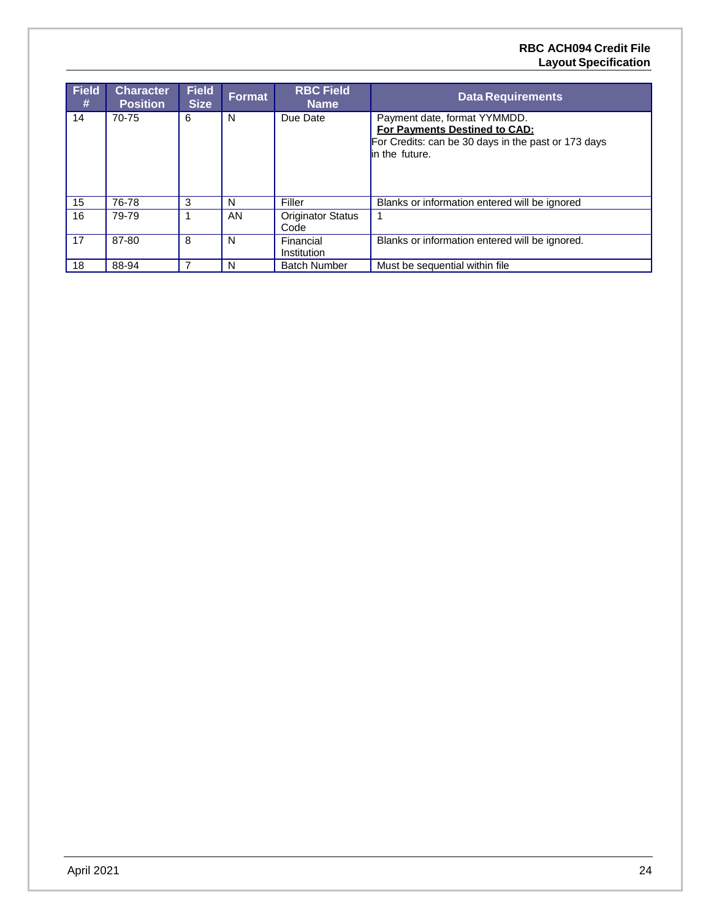| Field # | Character Position | Field Size | Format | RBC Field Name | Data Requirements |
|---|---|---|---|---|---|
| 14 | 70-75 | 6 | N | Due Date | Payment date, format YYMMDD. **For Payments Destined to CAD:** For Credits: can be 30 days in the past or 173 days in the future. |
| 15 | 76-78 | 3 | N | Filler | Blanks or information entered will be ignored |
| 16 | 79-79 | 1 | AN | Originator Status Code | 1 |
| 17 | 87-80 | 8 | N | Financial Institution | Blanks or information entered will be ignored. |
| 18 | 88-94 | 7 | N | Batch Number | Must be sequential within file |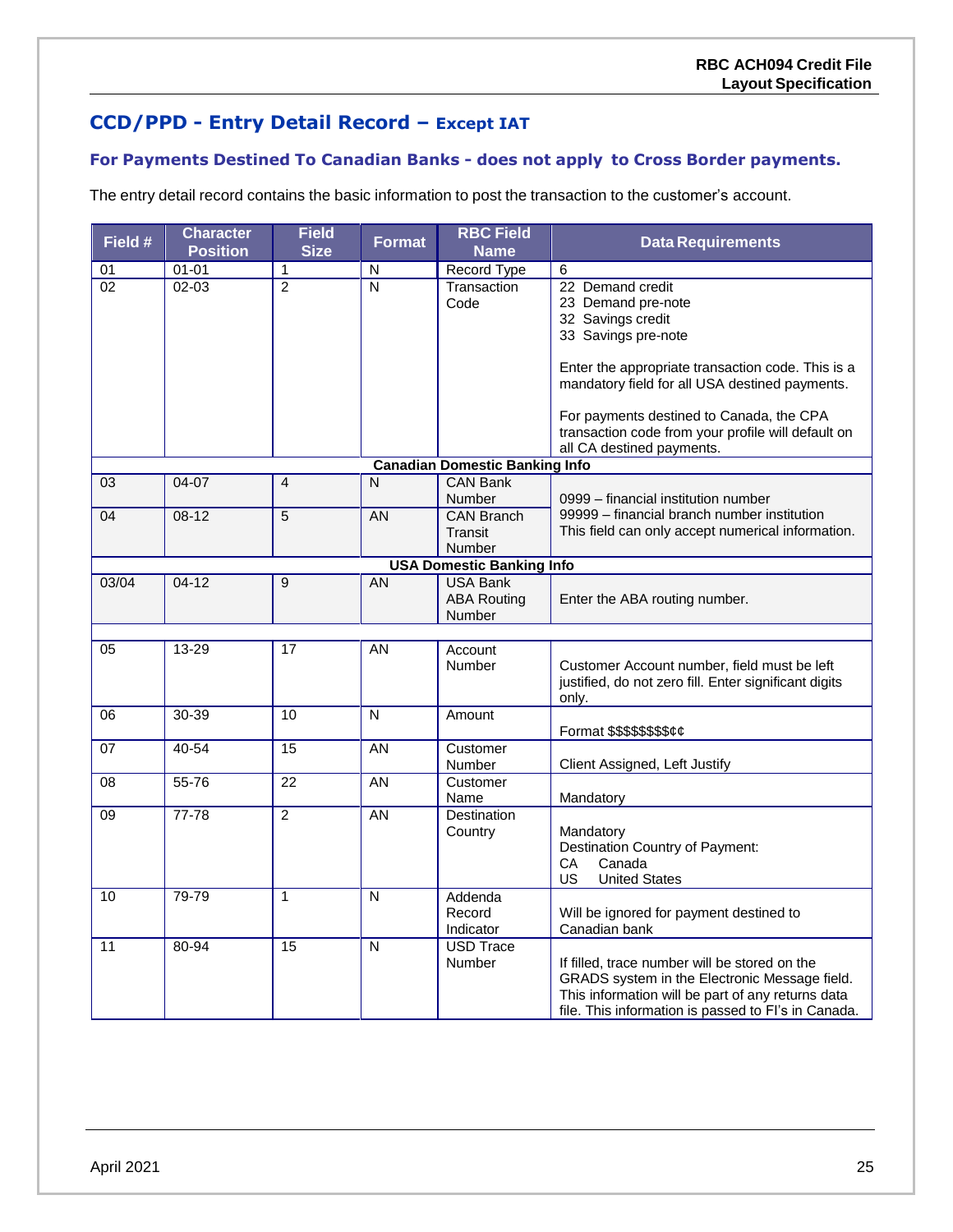## CCD/PPD - Entry Detail Record – Except IAT

### For Payments Destined To Canadian Banks - does not apply to Cross Border payments.

The entry detail record contains the basic information to post the transaction to the customer's account.

| Field # | Character Position | Field Size | Format | RBC Field Name | Data Requirements |
|---|---|---|---|---|---|
| 01 | 01-01 | 1 | N | Record Type | 6 |
| 02 | 02-03 | 2 | N | Transaction Code | 22 Demand credit<br>23 Demand pre-note<br>32 Savings credit<br>33 Savings pre-note<br><br>Enter the appropriate transaction code. This is a mandatory field for all USA destined payments.<br><br>For payments destined to Canada, the CPA transaction code from your profile will default on all CA destined payments. |
| **Canadian Domestic Banking Info** | | | | | |
| 03 | 04-07 | 4 | N | CAN Bank Number | 0999 – financial institution number<br>99999 – financial branch number institution<br>This field can only accept numerical information. |
| 04 | 08-12 | 5 | AN | CAN Branch Transit Number | |
| **USA Domestic Banking Info** | | | | | |
| 03/04 | 04-12 | 9 | AN | USA Bank ABA Routing Number | Enter the ABA routing number. |
| 05 | 13-29 | 17 | AN | Account Number | Customer Account number, field must be left justified, do not zero fill. Enter significant digits only. |
| 06 | 30-39 | 10 | N | Amount | Format $$$$$$$$¢¢ |
| 07 | 40-54 | 15 | AN | Customer Number | Client Assigned, Left Justify |
| 08 | 55-76 | 22 | AN | Customer Name | Mandatory |
| 09 | 77-78 | 2 | AN | Destination Country | Mandatory<br>Destination Country of Payment:<br>CA Canada<br>US United States |
| 10 | 79-79 | 1 | N | Addenda Record Indicator | Will be ignored for payment destined to Canadian bank |
| 11 | 80-94 | 15 | N | USD Trace Number | If filled, trace number will be stored on the GRADS system in the Electronic Message field. This information will be part of any returns data file. This information is passed to FI's in Canada. |

April 2021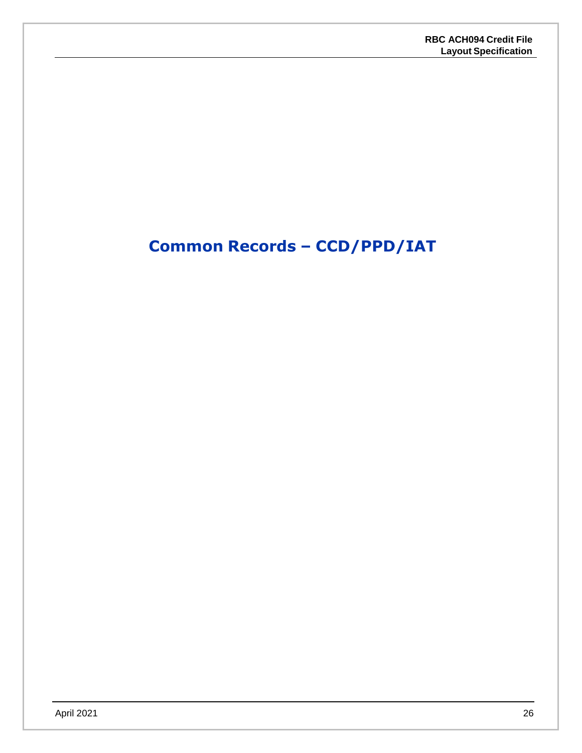# Common Records – CCD/PPD/IAT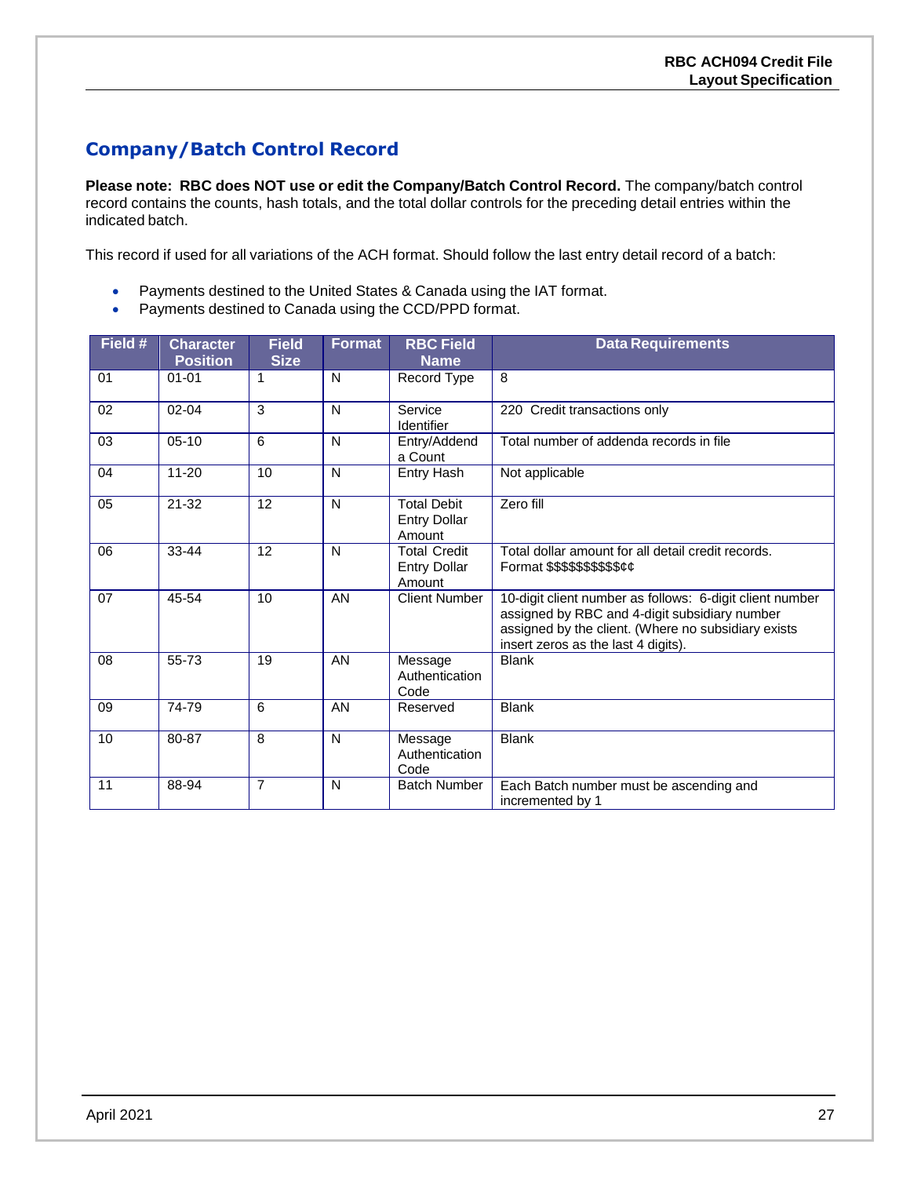## Company/Batch Control Record

**Please note: RBC does NOT use or edit the Company/Batch Control Record.** The company/batch control record contains the counts, hash totals, and the total dollar controls for the preceding detail entries within the indicated batch.

This record if used for all variations of the ACH format. Should follow the last entry detail record of a batch:

- Payments destined to the United States & Canada using the IAT format.
- Payments destined to Canada using the CCD/PPD format.

| Field # | Character Position | Field Size | Format | RBC Field Name | Data Requirements |
|---|---|---|---|---|---|
| 01 | 01-01 | 1 | N | Record Type | 8 |
| 02 | 02-04 | 3 | N | Service Identifier | 220 Credit transactions only |
| 03 | 05-10 | 6 | N | Entry/Addenda Count | Total number of addenda records in file |
| 04 | 11-20 | 10 | N | Entry Hash | Not applicable |
| 05 | 21-32 | 12 | N | Total Debit Entry Dollar Amount | Zero fill |
| 06 | 33-44 | 12 | N | Total Credit Entry Dollar Amount | Total dollar amount for all detail credit records. Format $$$$$$$$$$¢¢ |
| 07 | 45-54 | 10 | AN | Client Number | 10-digit client number as follows: 6-digit client number assigned by RBC and 4-digit subsidiary number assigned by the client. (Where no subsidiary exists insert zeros as the last 4 digits). |
| 08 | 55-73 | 19 | AN | Message Authentication Code | Blank |
| 09 | 74-79 | 6 | AN | Reserved | Blank |
| 10 | 80-87 | 8 | N | Message Authentication Code | Blank |
| 11 | 88-94 | 7 | N | Batch Number | Each Batch number must be ascending and incremented by 1 |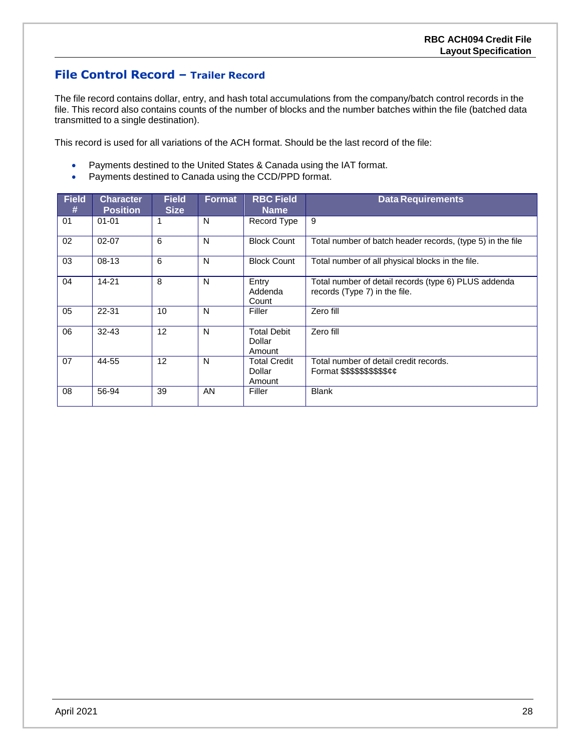## File Control Record – Trailer Record

The file record contains dollar, entry, and hash total accumulations from the company/batch control records in the file. This record also contains counts of the number of blocks and the number batches within the file (batched data transmitted to a single destination).

This record is used for all variations of the ACH format. Should be the last record of the file:

- Payments destined to the United States & Canada using the IAT format.
- Payments destined to Canada using the CCD/PPD format.

| Field # | Character Position | Field Size | Format | RBC Field Name | Data Requirements |
|---|---|---|---|---|---|
| 01 | 01-01 | 1 | N | Record Type | 9 |
| 02 | 02-07 | 6 | N | Block Count | Total number of batch header records, (type 5) in the file |
| 03 | 08-13 | 6 | N | Block Count | Total number of all physical blocks in the file. |
| 04 | 14-21 | 8 | N | Entry Addenda Count | Total number of detail records (type 6) PLUS addenda records (Type 7) in the file. |
| 05 | 22-31 | 10 | N | Filler | Zero fill |
| 06 | 32-43 | 12 | N | Total Debit Dollar Amount | Zero fill |
| 07 | 44-55 | 12 | N | Total Credit Dollar Amount | Total number of detail credit records. Format $$$$$$$$$$¢¢ |
| 08 | 56-94 | 39 | AN | Filler | Blank |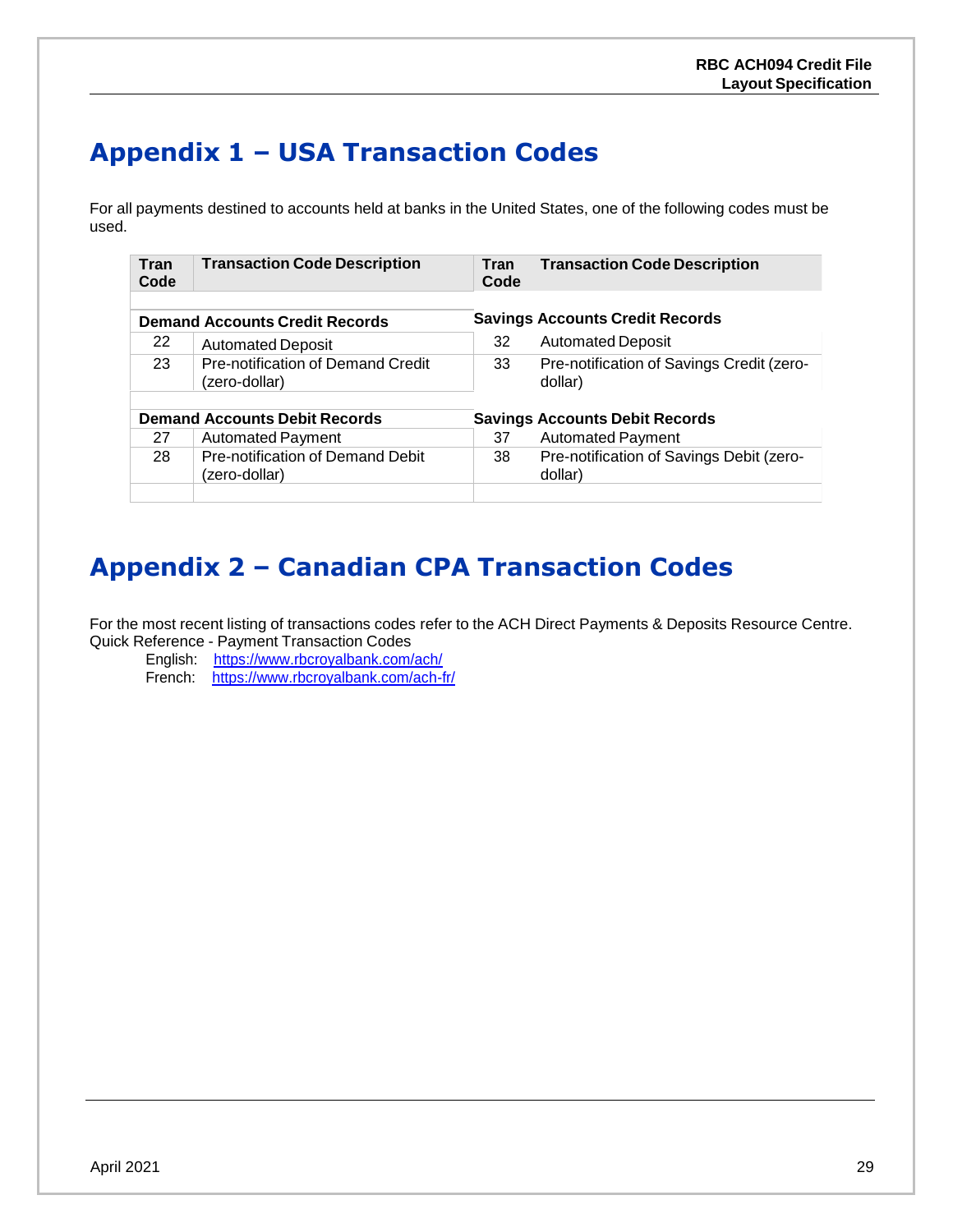# Appendix 1 – USA Transaction Codes

For all payments destined to accounts held at banks in the United States, one of the following codes must be used.

| Tran Code | Transaction Code Description | Tran Code | Transaction Code Description |
|---|---|---|---|
| **Demand Accounts Credit Records** | | **Savings Accounts Credit Records** | |
| 22 | Automated Deposit | 32 | Automated Deposit |
| 23 | Pre-notification of Demand Credit (zero-dollar) | 33 | Pre-notification of Savings Credit (zero-dollar) |
| **Demand Accounts Debit Records** | | **Savings Accounts Debit Records** | |
| 27 | Automated Payment | 37 | Automated Payment |
| 28 | Pre-notification of Demand Debit (zero-dollar) | 38 | Pre-notification of Savings Debit (zero-dollar) |

# Appendix 2 – Canadian CPA Transaction Codes

For the most recent listing of transactions codes refer to the ACH Direct Payments & Deposits Resource Centre. Quick Reference - Payment Transaction Codes

English: https://www.rbcroyalbank.com/ach/
French: https://www.rbcroyalbank.com/ach-fr/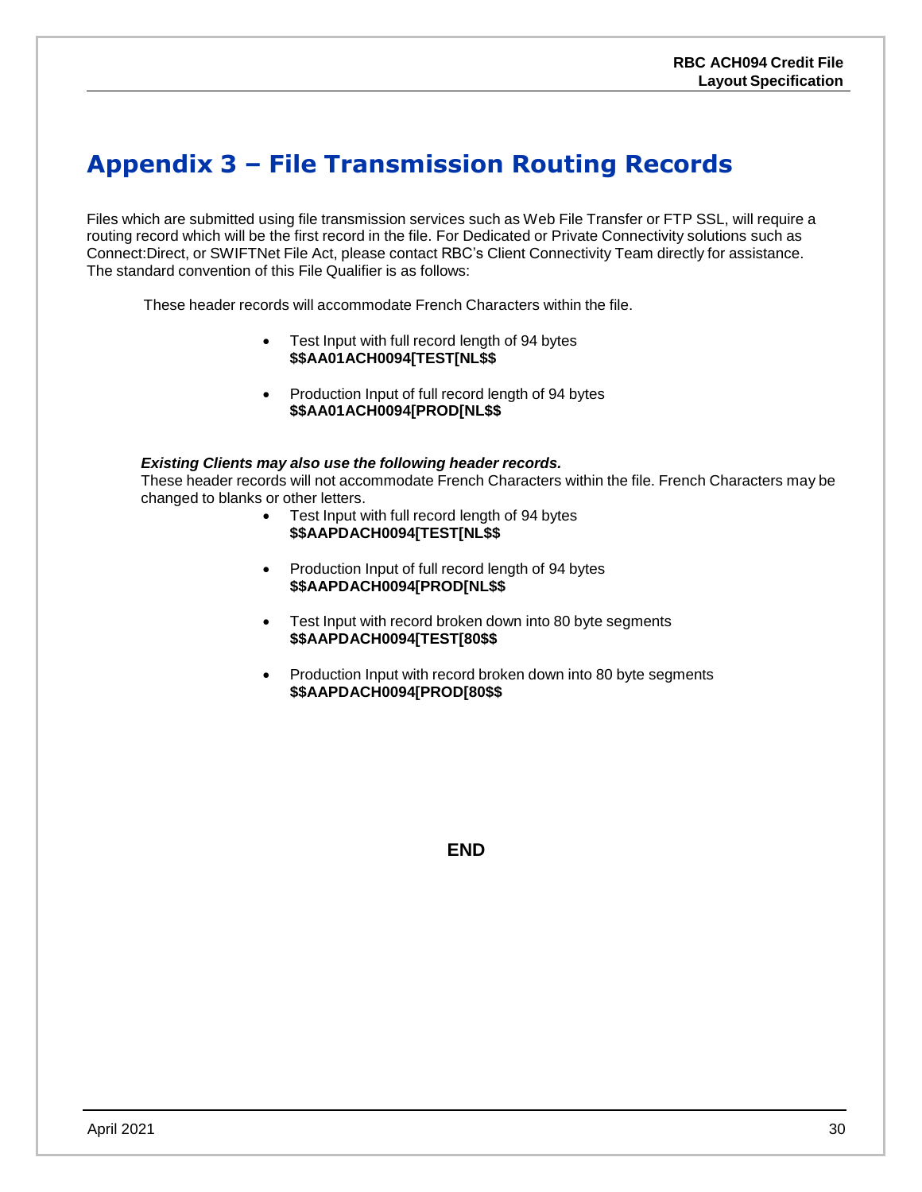# Appendix 3 – File Transmission Routing Records

Files which are submitted using file transmission services such as Web File Transfer or FTP SSL, will require a routing record which will be the first record in the file. For Dedicated or Private Connectivity solutions such as Connect:Direct, or SWIFTNet File Act, please contact RBC's Client Connectivity Team directly for assistance. The standard convention of this File Qualifier is as follows:

These header records will accommodate French Characters within the file.

- Test Input with full record length of 94 bytes
  **$$AA01ACH0094[TEST[NL$$**

- Production Input of full record length of 94 bytes
  **$$AA01ACH0094[PROD[NL$$**

***Existing Clients may also use the following header records.***

These header records will not accommodate French Characters within the file. French Characters may be changed to blanks or other letters.

- Test Input with full record length of 94 bytes
  **$$AAPDACH0094[TEST[NL$$**

- Production Input of full record length of 94 bytes
  **$$AAPDACH0094[PROD[NL$$**

- Test Input with record broken down into 80 byte segments
  **$$AAPDACH0094[TEST[80$$**

- Production Input with record broken down into 80 byte segments
  **$$AAPDACH0094[PROD[80$$**

**END**